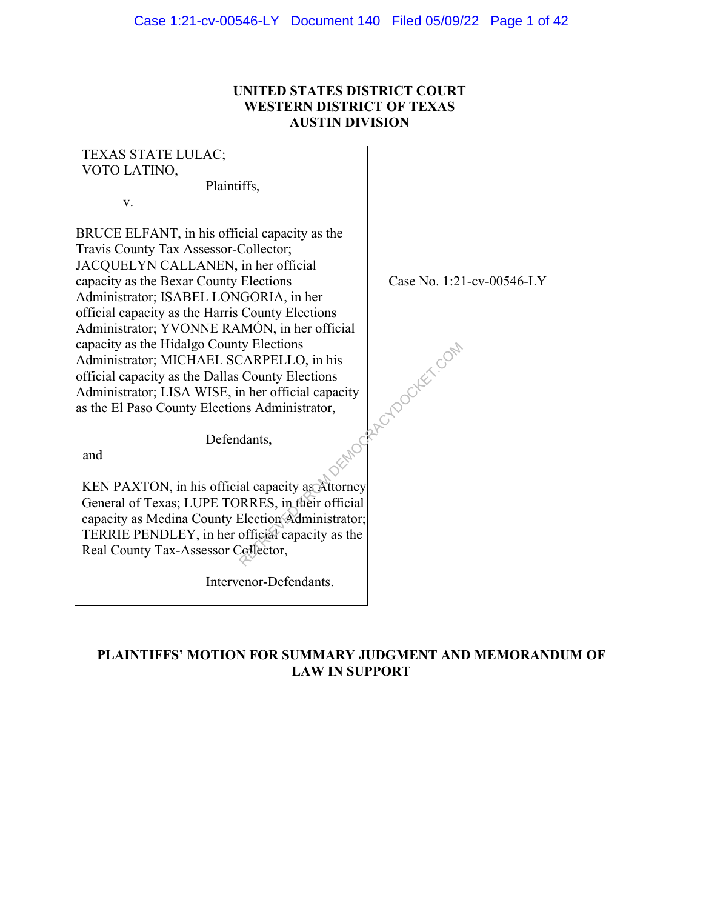**UNITED STATES DISTRICT COURT**
**WESTERN DISTRICT OF TEXAS**
**AUSTIN DIVISION**

TEXAS STATE LULAC;
VOTO LATINO,

Plaintiffs,

v.

BRUCE ELFANT, in his official capacity as the Travis County Tax Assessor-Collector; JACQUELYN CALLANEN, in her official capacity as the Bexar County Elections Administrator; ISABEL LONGORIA, in her official capacity as the Harris County Elections Administrator; YVONNE RAMÓN, in her official capacity as the Hidalgo County Elections Administrator; MICHAEL SCARPELLO, in his official capacity as the Dallas County Elections Administrator; LISA WISE, in her official capacity as the El Paso County Elections Administrator,

Defendants,

and

KEN PAXTON, in his official capacity as Attorney General of Texas; LUPE TORRES, in their official capacity as Medina County Election Administrator; TERRIE PENDLEY, in her official capacity as the Real County Tax-Assessor Collector,

Intervenor-Defendants.

Case No. 1:21-cv-00546-LY

**PLAINTIFFS' MOTION FOR SUMMARY JUDGMENT AND MEMORANDUM OF LAW IN SUPPORT**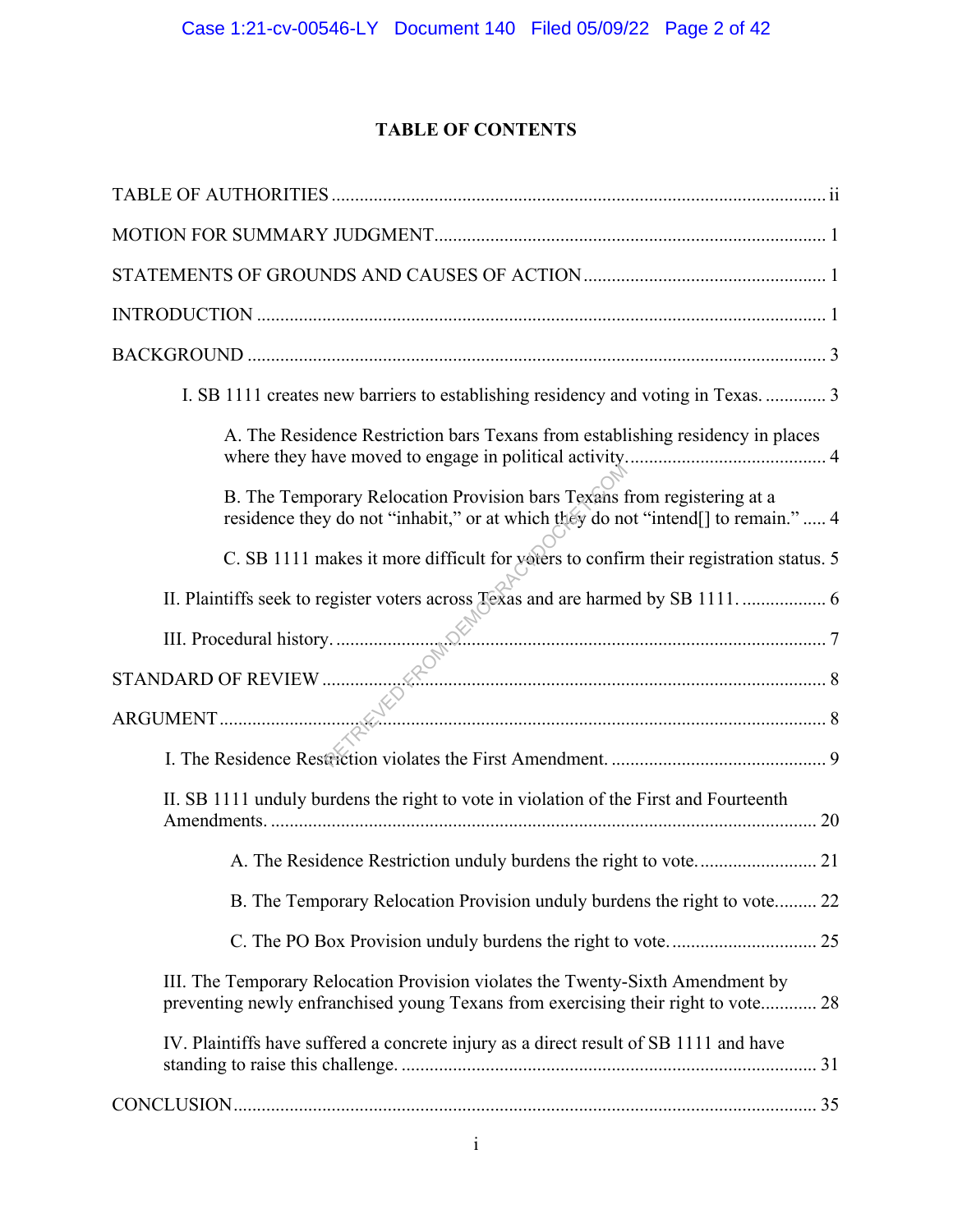# TABLE OF CONTENTS

TABLE OF AUTHORITIES ........................................................................................................ ii

MOTION FOR SUMMARY JUDGMENT.................................................................................. 1

STATEMENTS OF GROUNDS AND CAUSES OF ACTION .................................................. 1

INTRODUCTION ........................................................................................................................ 1

BACKGROUND .......................................................................................................................... 3

- I. SB 1111 creates new barriers to establishing residency and voting in Texas. ............. 3
  - A. The Residence Restriction bars Texans from establishing residency in places where they have moved to engage in political activity. ......................................... 4
  - B. The Temporary Relocation Provision bars Texans from registering at a residence they do not "inhabit," or at which they do not "intend[] to remain." ..... 4
  - C. SB 1111 makes it more difficult for voters to confirm their registration status. 5
- II. Plaintiffs seek to register voters across Texas and are harmed by SB 1111. ................. 6
- III. Procedural history. ........................................................................................................ 7

STANDARD OF REVIEW .......................................................................................................... 8

ARGUMENT ................................................................................................................................ 8

- I. The Residence Restriction violates the First Amendment. .............................................. 9
- II. SB 1111 unduly burdens the right to vote in violation of the First and Fourteenth Amendments. .................................................................................................................... 20
  - A. The Residence Restriction unduly burdens the right to vote. ......................... 21
  - B. The Temporary Relocation Provision unduly burdens the right to vote......... 22
  - C. The PO Box Provision unduly burdens the right to vote. ............................... 25
- III. The Temporary Relocation Provision violates the Twenty-Sixth Amendment by preventing newly enfranchised young Texans from exercising their right to vote............ 28
- IV. Plaintiffs have suffered a concrete injury as a direct result of SB 1111 and have standing to raise this challenge. ........................................................................................ 31

CONCLUSION ............................................................................................................................ 35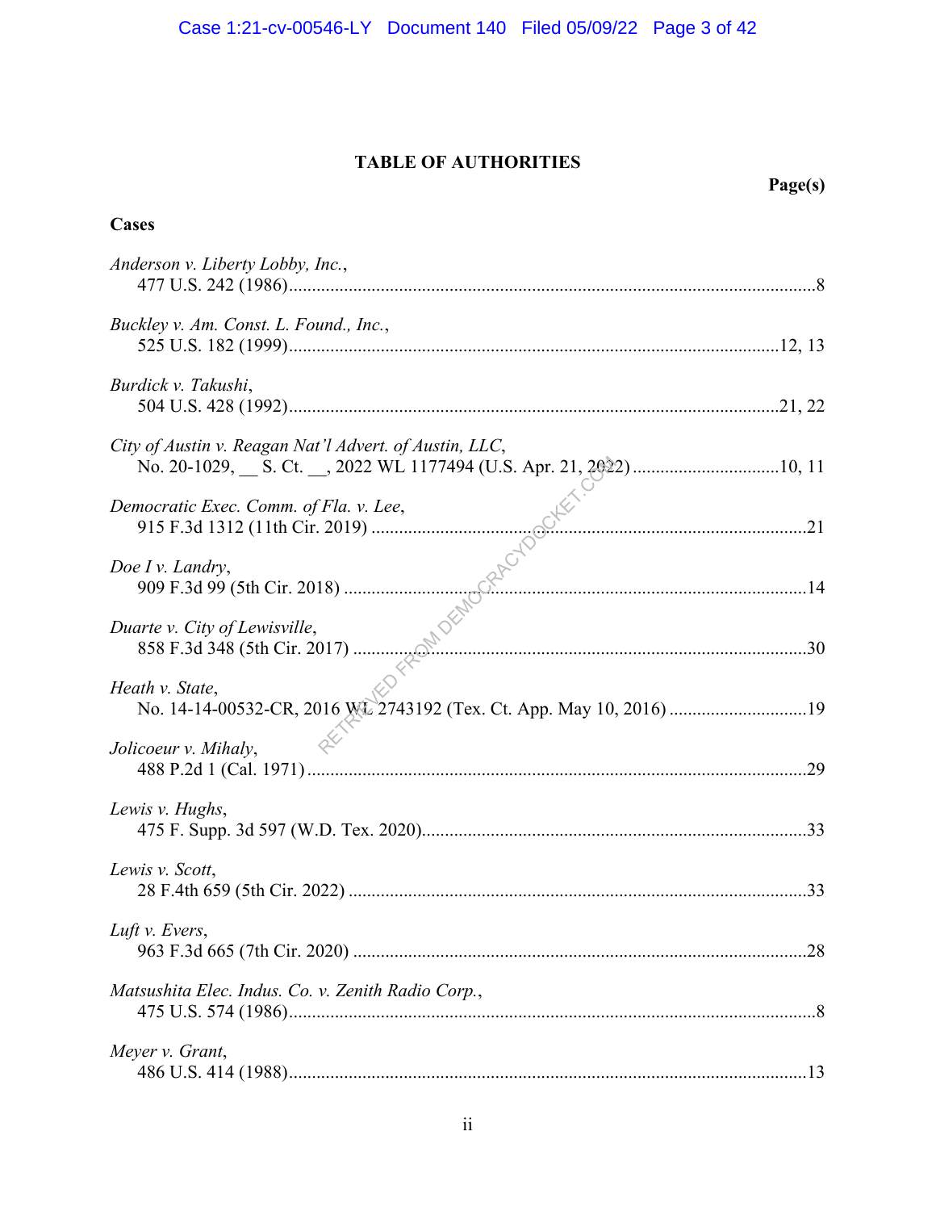## TABLE OF AUTHORITIES

**Page(s)**

### Cases

*Anderson v. Liberty Lobby, Inc.*,
477 U.S. 242 (1986) .......... 8

*Buckley v. Am. Const. L. Found., Inc.*,
525 U.S. 182 (1999) .......... 12, 13

*Burdick v. Takushi*,
504 U.S. 428 (1992) .......... 21, 22

*City of Austin v. Reagan Nat'l Advert. of Austin, LLC*,
No. 20-1029, __ S. Ct. __, 2022 WL 1177494 (U.S. Apr. 21, 2022) .......... 10, 11

*Democratic Exec. Comm. of Fla. v. Lee*,
915 F.3d 1312 (11th Cir. 2019) .......... 21

*Doe I v. Landry*,
909 F.3d 99 (5th Cir. 2018) .......... 14

*Duarte v. City of Lewisville*,
858 F.3d 348 (5th Cir. 2017) .......... 30

*Heath v. State*,
No. 14-14-00532-CR, 2016 WL 2743192 (Tex. Ct. App. May 10, 2016) .......... 19

*Jolicoeur v. Mihaly*,
488 P.2d 1 (Cal. 1971) .......... 29

*Lewis v. Hughs*,
475 F. Supp. 3d 597 (W.D. Tex. 2020) .......... 33

*Lewis v. Scott*,
28 F.4th 659 (5th Cir. 2022) .......... 33

*Luft v. Evers*,
963 F.3d 665 (7th Cir. 2020) .......... 28

*Matsushita Elec. Indus. Co. v. Zenith Radio Corp.*,
475 U.S. 574 (1986) .......... 8

*Meyer v. Grant*,
486 U.S. 414 (1988) .......... 13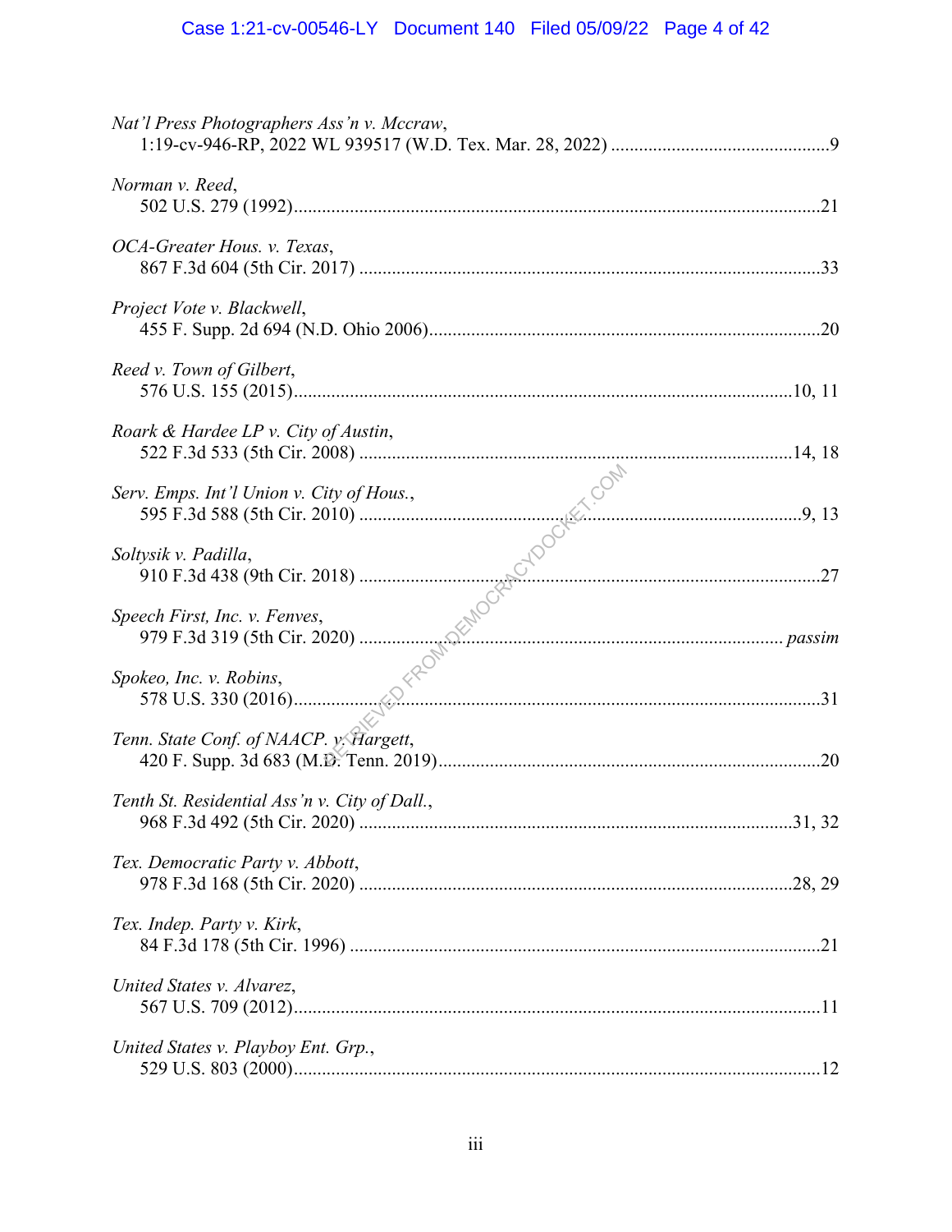*Nat'l Press Photographers Ass'n v. Mccraw*,
1:19-cv-946-RP, 2022 WL 939517 (W.D. Tex. Mar. 28, 2022) ....................................................9

*Norman v. Reed*,
502 U.S. 279 (1992)....................................................................................................................21

*OCA-Greater Hous. v. Texas*,
867 F.3d 604 (5th Cir. 2017) .......................................................................................................33

*Project Vote v. Blackwell*,
455 F. Supp. 2d 694 (N.D. Ohio 2006).........................................................................................20

*Reed v. Town of Gilbert*,
576 U.S. 155 (2015)...............................................................................................................10, 11

*Roark & Hardee LP v. City of Austin*,
522 F.3d 533 (5th Cir. 2008) ..................................................................................................14, 18

*Serv. Emps. Int'l Union v. City of Hous.*,
595 F.3d 588 (5th Cir. 2010) ....................................................................................................9, 13

*Soltysik v. Padilla*,
910 F.3d 438 (9th Cir. 2018) .......................................................................................................27

*Speech First, Inc. v. Fenves*,
979 F.3d 319 (5th Cir. 2020) ............................................................................................... *passim*

*Spokeo, Inc. v. Robins*,
578 U.S. 330 (2016).....................................................................................................................31

*Tenn. State Conf. of NAACP. v. Hargett*,
420 F. Supp. 3d 683 (M.D. Tenn. 2019).......................................................................................20

*Tenth St. Residential Ass'n v. City of Dall.*,
968 F.3d 492 (5th Cir. 2020) ..................................................................................................31, 32

*Tex. Democratic Party v. Abbott*,
978 F.3d 168 (5th Cir. 2020) ..................................................................................................28, 29

*Tex. Indep. Party v. Kirk*,
84 F.3d 178 (5th Cir. 1996) .........................................................................................................21

*United States v. Alvarez*,
567 U.S. 709 (2012).....................................................................................................................11

*United States v. Playboy Ent. Grp.*,
529 U.S. 803 (2000).....................................................................................................................12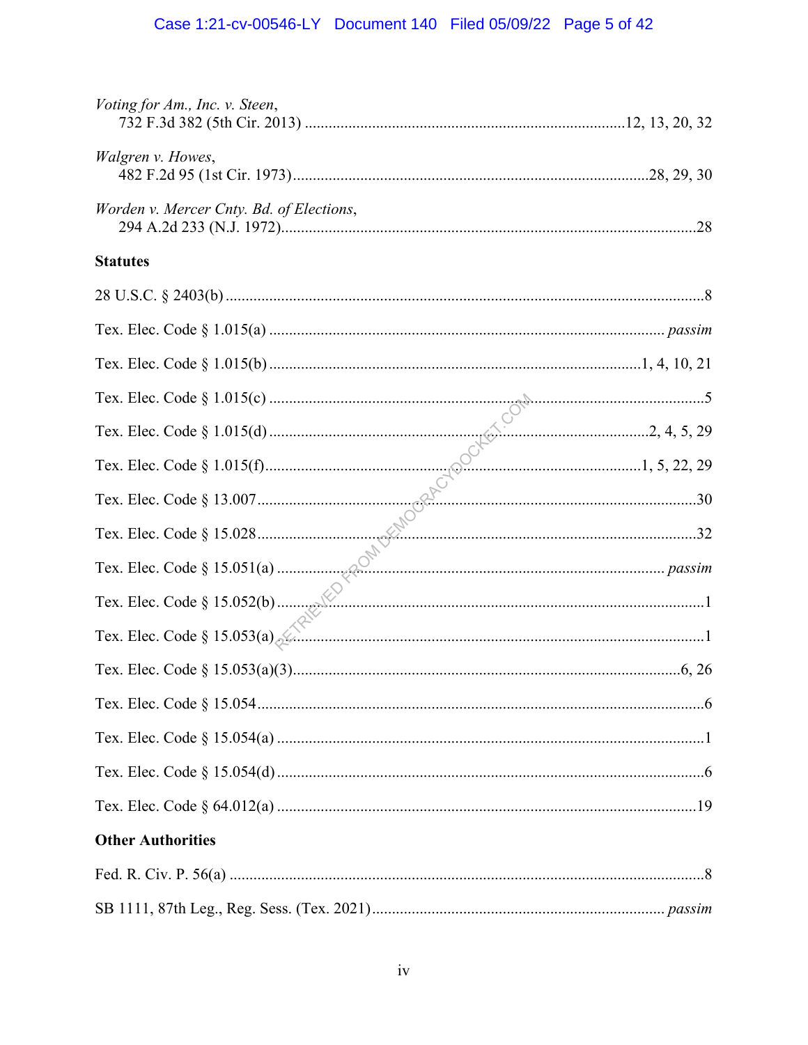*Voting for Am., Inc. v. Steen*,
732 F.3d 382 (5th Cir. 2013) ....................................................................................12, 13, 20, 32

*Walgren v. Howes*,
482 F.2d 95 (1st Cir. 1973)............................................................................................28, 29, 30

*Worden v. Mercer Cnty. Bd. of Elections*,
294 A.2d 233 (N.J. 1972)...........................................................................................................28

**Statutes**

28 U.S.C. § 2403(b) .........................................................................................................................8

Tex. Elec. Code § 1.015(a) ...................................................................................................... *passim*

Tex. Elec. Code § 1.015(b) ............................................................................................1, 4, 10, 21

Tex. Elec. Code § 1.015(c) ..............................................................................................................5

Tex. Elec. Code § 1.015(d) ..............................................................................................2, 4, 5, 29

Tex. Elec. Code § 1.015(f)...............................................................................................1, 5, 22, 29

Tex. Elec. Code § 13.007................................................................................................................30

Tex. Elec. Code § 15.028................................................................................................................32

Tex. Elec. Code § 15.051(a) ..................................................................................................... *passim*

Tex. Elec. Code § 15.052(b) .............................................................................................................1

Tex. Elec. Code § 15.053(a) .............................................................................................................1

Tex. Elec. Code § 15.053(a)(3)...................................................................................................6, 26

Tex. Elec. Code § 15.054..................................................................................................................6

Tex. Elec. Code § 15.054(a) .............................................................................................................1

Tex. Elec. Code § 15.054(d) .............................................................................................................6

Tex. Elec. Code § 64.012(a) ...........................................................................................................19

**Other Authorities**

Fed. R. Civ. P. 56(a) .........................................................................................................................8

SB 1111, 87th Leg., Reg. Sess. (Tex. 2021) ........................................................................... *passim*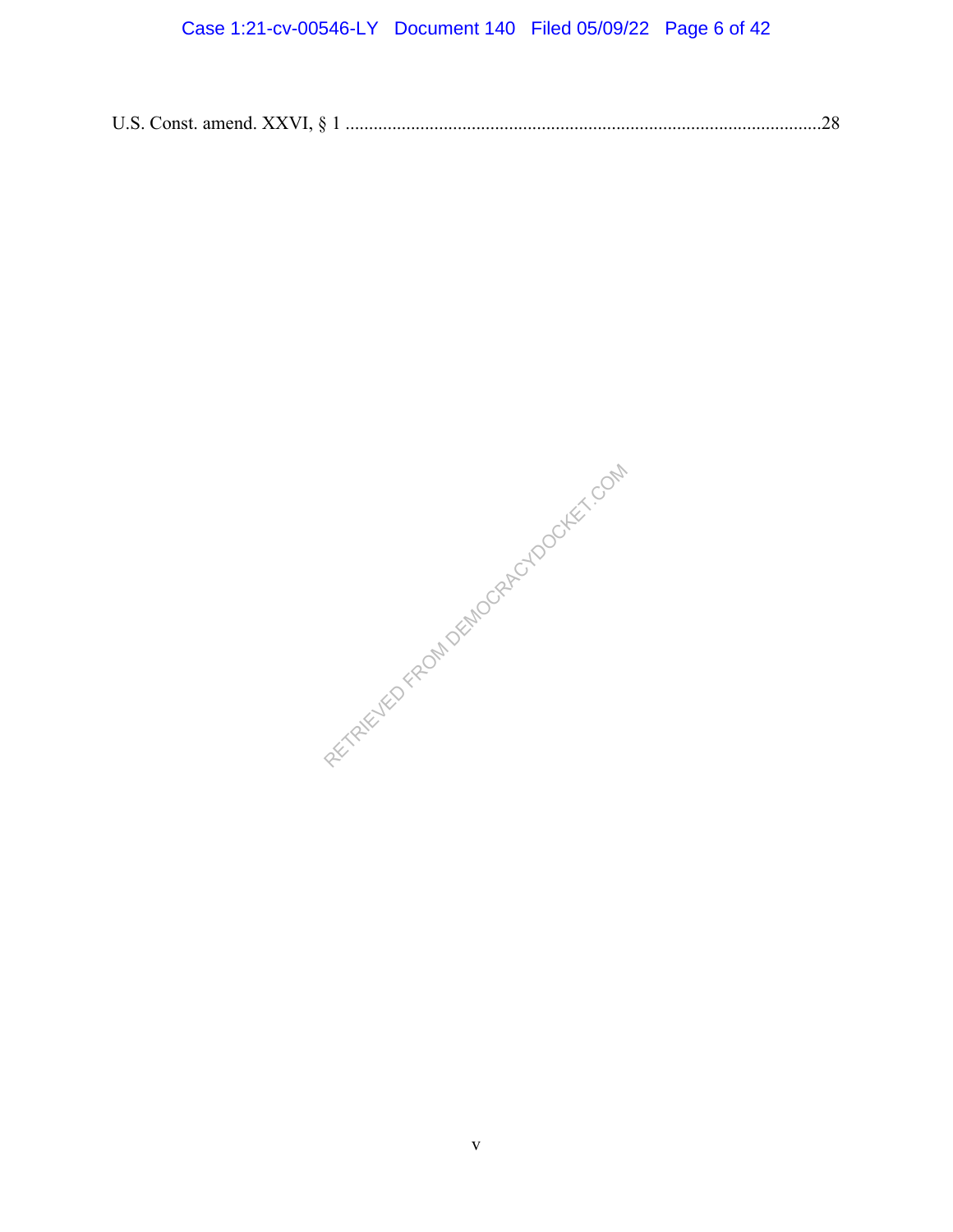U.S. Const. amend. XXVI, § 1 ....................................................................................................28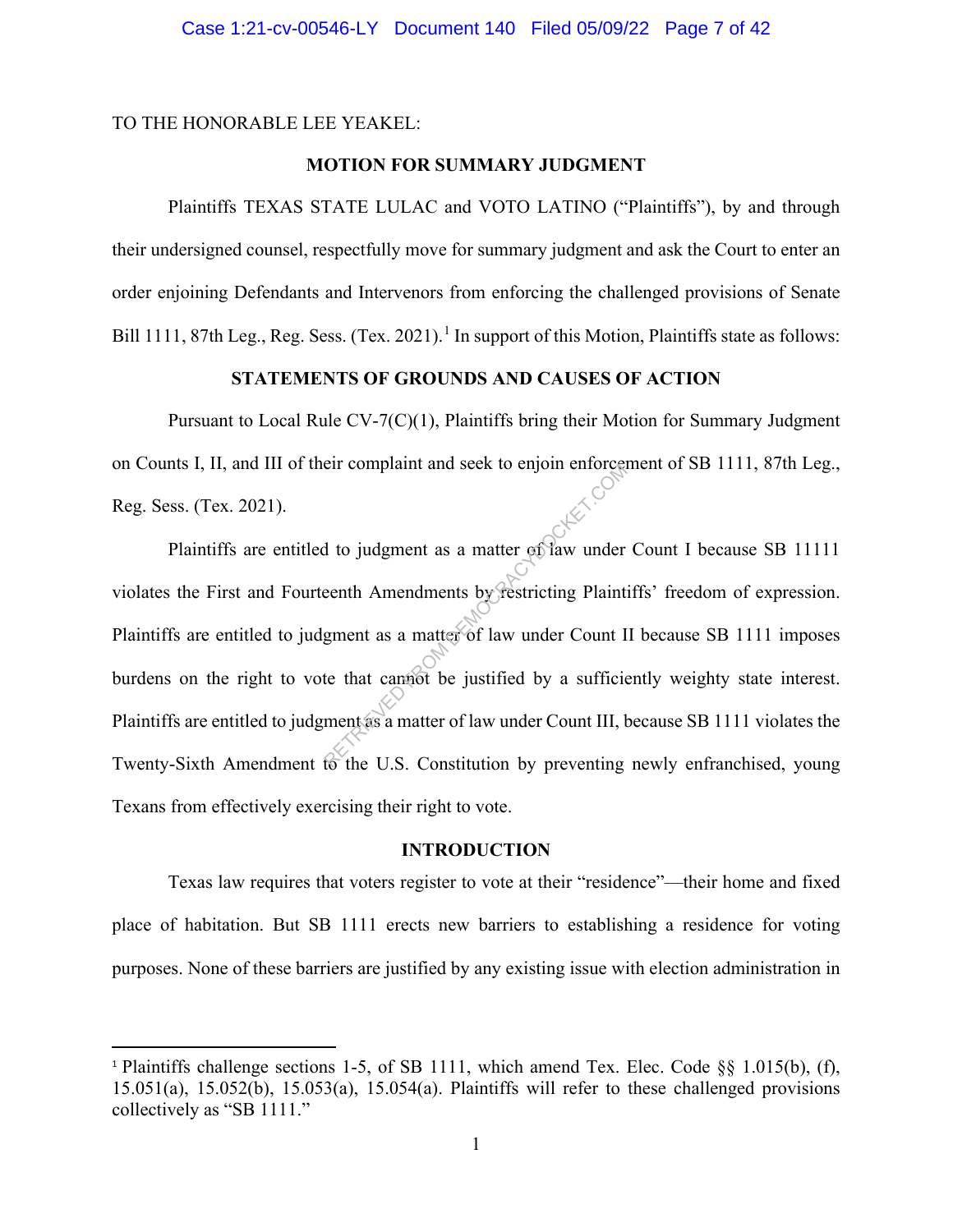TO THE HONORABLE LEE YEAKEL:

## MOTION FOR SUMMARY JUDGMENT

Plaintiffs TEXAS STATE LULAC and VOTO LATINO ("Plaintiffs"), by and through their undersigned counsel, respectfully move for summary judgment and ask the Court to enter an order enjoining Defendants and Intervenors from enforcing the challenged provisions of Senate Bill 1111, 87th Leg., Reg. Sess. (Tex. 2021).[1] In support of this Motion, Plaintiffs state as follows:

## STATEMENTS OF GROUNDS AND CAUSES OF ACTION

Pursuant to Local Rule CV-7(C)(1), Plaintiffs bring their Motion for Summary Judgment on Counts I, II, and III of their complaint and seek to enjoin enforcement of SB 1111, 87th Leg., Reg. Sess. (Tex. 2021).

Plaintiffs are entitled to judgment as a matter of law under Count I because SB 11111 violates the First and Fourteenth Amendments by restricting Plaintiffs' freedom of expression. Plaintiffs are entitled to judgment as a matter of law under Count II because SB 1111 imposes burdens on the right to vote that cannot be justified by a sufficiently weighty state interest. Plaintiffs are entitled to judgment as a matter of law under Count III, because SB 1111 violates the Twenty-Sixth Amendment to the U.S. Constitution by preventing newly enfranchised, young Texans from effectively exercising their right to vote.

## INTRODUCTION

Texas law requires that voters register to vote at their "residence"—their home and fixed place of habitation. But SB 1111 erects new barriers to establishing a residence for voting purposes. None of these barriers are justified by any existing issue with election administration in

[1] Plaintiffs challenge sections 1-5, of SB 1111, which amend Tex. Elec. Code §§ 1.015(b), (f), 15.051(a), 15.052(b), 15.053(a), 15.054(a). Plaintiffs will refer to these challenged provisions collectively as "SB 1111."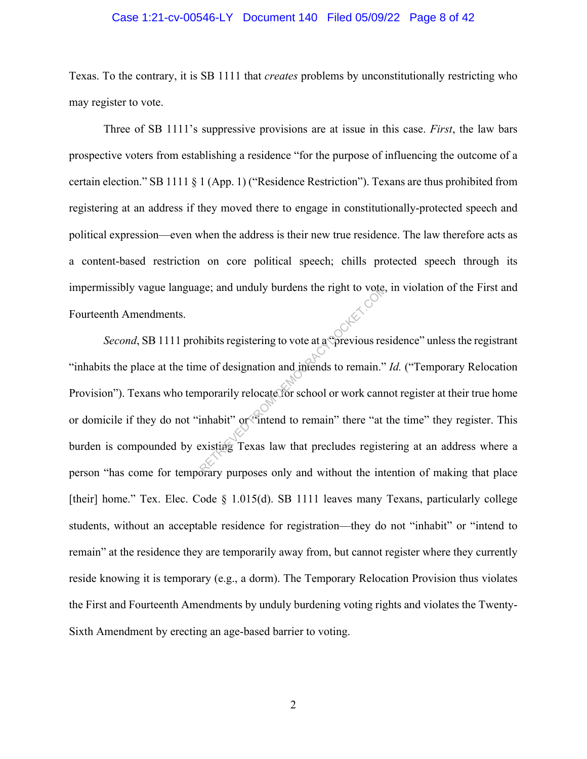Texas. To the contrary, it is SB 1111 that *creates* problems by unconstitutionally restricting who may register to vote.

Three of SB 1111's suppressive provisions are at issue in this case. *First*, the law bars prospective voters from establishing a residence "for the purpose of influencing the outcome of a certain election." SB 1111 § 1 (App. 1) ("Residence Restriction"). Texans are thus prohibited from registering at an address if they moved there to engage in constitutionally-protected speech and political expression—even when the address is their new true residence. The law therefore acts as a content-based restriction on core political speech; chills protected speech through its impermissibly vague language; and unduly burdens the right to vote, in violation of the First and Fourteenth Amendments.

*Second*, SB 1111 prohibits registering to vote at a "previous residence" unless the registrant "inhabits the place at the time of designation and intends to remain." *Id.* ("Temporary Relocation Provision"). Texans who temporarily relocate for school or work cannot register at their true home or domicile if they do not "inhabit" or "intend to remain" there "at the time" they register. This burden is compounded by existing Texas law that precludes registering at an address where a person "has come for temporary purposes only and without the intention of making that place [their] home." Tex. Elec. Code § 1.015(d). SB 1111 leaves many Texans, particularly college students, without an acceptable residence for registration—they do not "inhabit" or "intend to remain" at the residence they are temporarily away from, but cannot register where they currently reside knowing it is temporary (e.g., a dorm). The Temporary Relocation Provision thus violates the First and Fourteenth Amendments by unduly burdening voting rights and violates the Twenty-Sixth Amendment by erecting an age-based barrier to voting.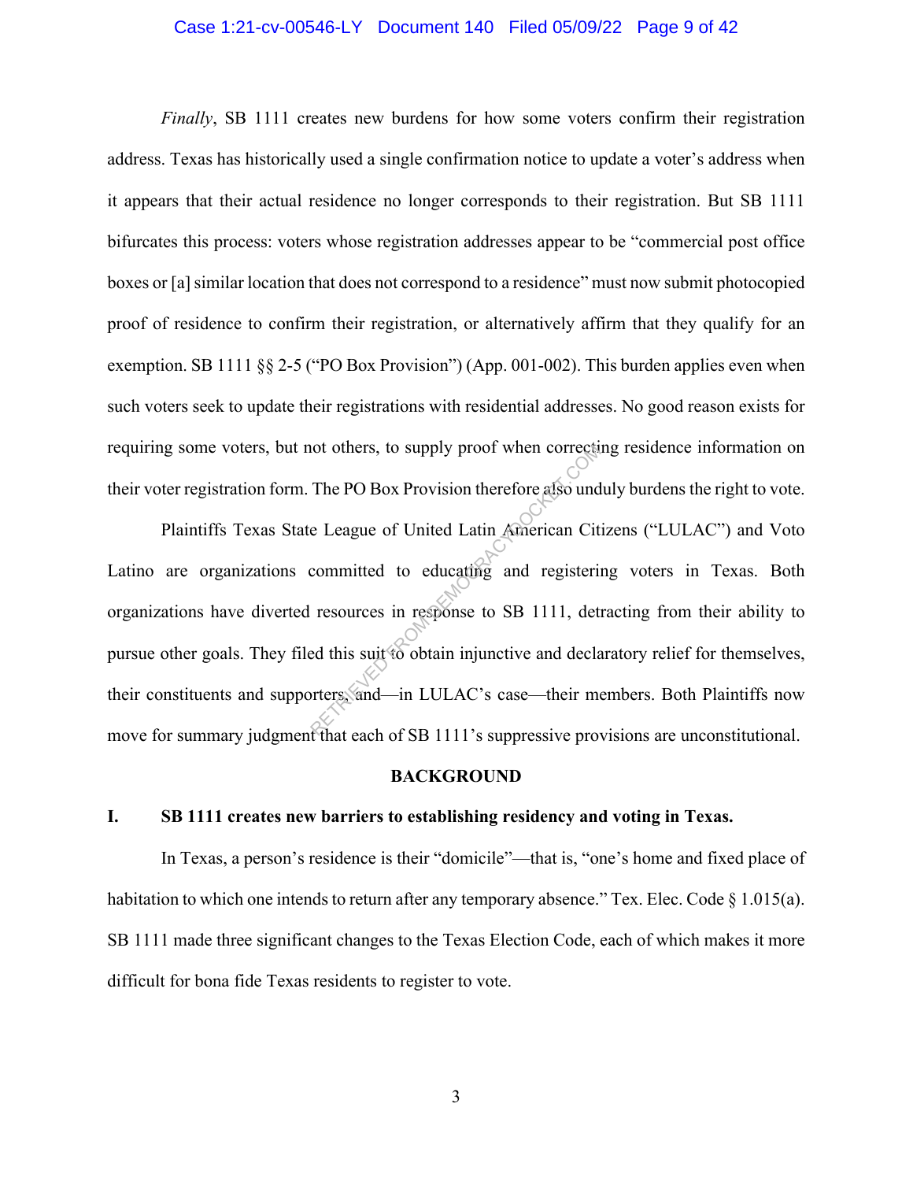*Finally*, SB 1111 creates new burdens for how some voters confirm their registration address. Texas has historically used a single confirmation notice to update a voter's address when it appears that their actual residence no longer corresponds to their registration. But SB 1111 bifurcates this process: voters whose registration addresses appear to be "commercial post office boxes or [a] similar location that does not correspond to a residence" must now submit photocopied proof of residence to confirm their registration, or alternatively affirm that they qualify for an exemption. SB 1111 §§ 2-5 ("PO Box Provision") (App. 001-002). This burden applies even when such voters seek to update their registrations with residential addresses. No good reason exists for requiring some voters, but not others, to supply proof when correcting residence information on their voter registration form. The PO Box Provision therefore also unduly burdens the right to vote.

Plaintiffs Texas State League of United Latin American Citizens ("LULAC") and Voto Latino are organizations committed to educating and registering voters in Texas. Both organizations have diverted resources in response to SB 1111, detracting from their ability to pursue other goals. They filed this suit to obtain injunctive and declaratory relief for themselves, their constituents and supporters, and—in LULAC's case—their members. Both Plaintiffs now move for summary judgment that each of SB 1111's suppressive provisions are unconstitutional.

## BACKGROUND

### I. SB 1111 creates new barriers to establishing residency and voting in Texas.

In Texas, a person's residence is their "domicile"—that is, "one's home and fixed place of habitation to which one intends to return after any temporary absence." Tex. Elec. Code § 1.015(a). SB 1111 made three significant changes to the Texas Election Code, each of which makes it more difficult for bona fide Texas residents to register to vote.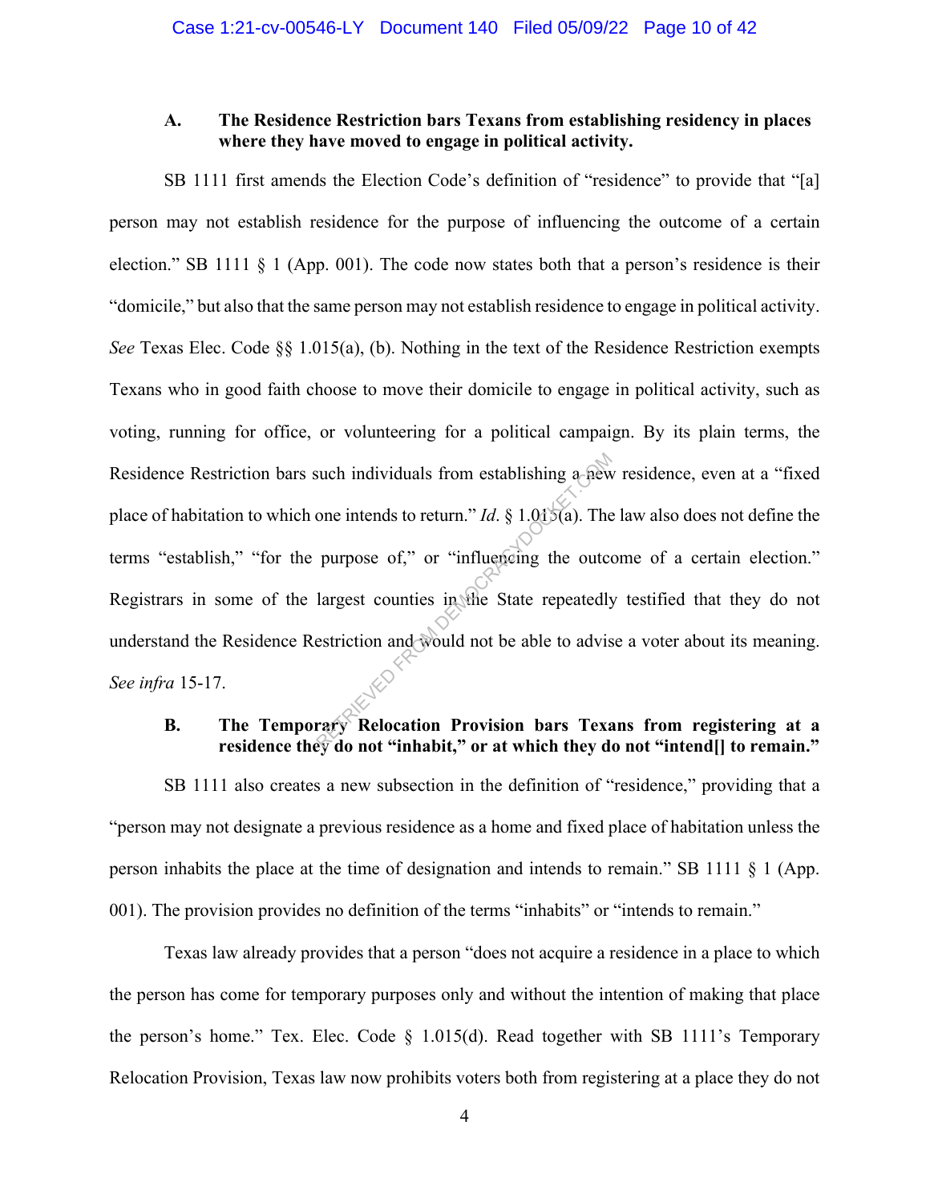### A. The Residence Restriction bars Texans from establishing residency in places where they have moved to engage in political activity.

SB 1111 first amends the Election Code's definition of "residence" to provide that "[a] person may not establish residence for the purpose of influencing the outcome of a certain election." SB 1111 § 1 (App. 001). The code now states both that a person's residence is their "domicile," but also that the same person may not establish residence to engage in political activity. *See* Texas Elec. Code §§ 1.015(a), (b). Nothing in the text of the Residence Restriction exempts Texans who in good faith choose to move their domicile to engage in political activity, such as voting, running for office, or volunteering for a political campaign. By its plain terms, the Residence Restriction bars such individuals from establishing a new residence, even at a "fixed place of habitation to which one intends to return." *Id.* § 1.015(a). The law also does not define the terms "establish," "for the purpose of," or "influencing the outcome of a certain election." Registrars in some of the largest counties in the State repeatedly testified that they do not understand the Residence Restriction and would not be able to advise a voter about its meaning. *See infra* 15-17.

### B. The Temporary Relocation Provision bars Texans from registering at a residence they do not "inhabit," or at which they do not "intend[] to remain."

SB 1111 also creates a new subsection in the definition of "residence," providing that a "person may not designate a previous residence as a home and fixed place of habitation unless the person inhabits the place at the time of designation and intends to remain." SB 1111 § 1 (App. 001). The provision provides no definition of the terms "inhabits" or "intends to remain."

Texas law already provides that a person "does not acquire a residence in a place to which the person has come for temporary purposes only and without the intention of making that place the person's home." Tex. Elec. Code § 1.015(d). Read together with SB 1111's Temporary Relocation Provision, Texas law now prohibits voters both from registering at a place they do not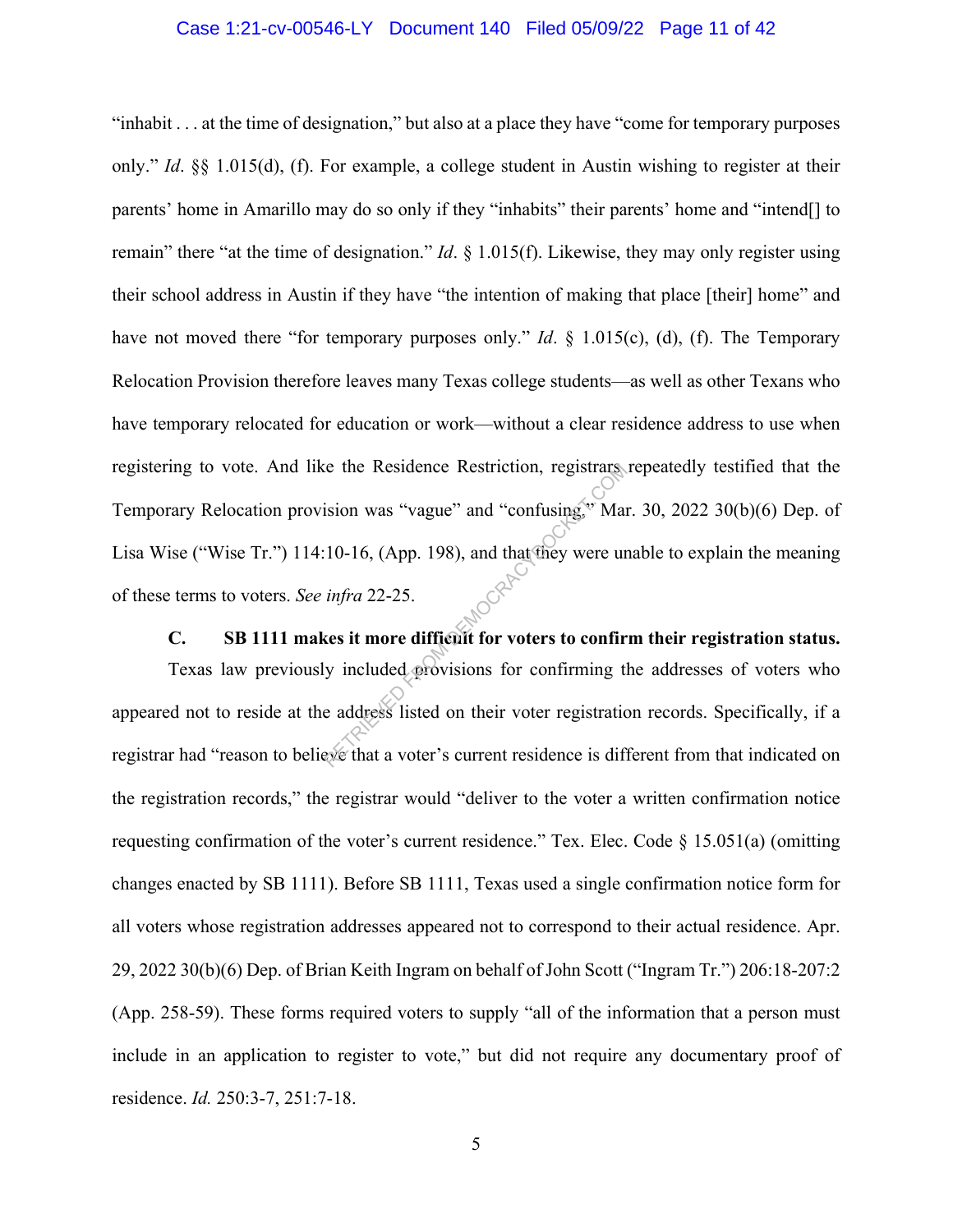"inhabit . . . at the time of designation," but also at a place they have "come for temporary purposes only." *Id*. §§ 1.015(d), (f). For example, a college student in Austin wishing to register at their parents' home in Amarillo may do so only if they "inhabits" their parents' home and "intend[] to remain" there "at the time of designation." *Id*. § 1.015(f). Likewise, they may only register using their school address in Austin if they have "the intention of making that place [their] home" and have not moved there "for temporary purposes only." *Id*. § 1.015(c), (d), (f). The Temporary Relocation Provision therefore leaves many Texas college students—as well as other Texans who have temporary relocated for education or work—without a clear residence address to use when registering to vote. And like the Residence Restriction, registrars repeatedly testified that the Temporary Relocation provision was "vague" and "confusing," Mar. 30, 2022 30(b)(6) Dep. of Lisa Wise ("Wise Tr.") 114:10-16, (App. 198), and that they were unable to explain the meaning of these terms to voters. *See infra* 22-25.

### C. SB 1111 makes it more difficult for voters to confirm their registration status.

Texas law previously included provisions for confirming the addresses of voters who appeared not to reside at the address listed on their voter registration records. Specifically, if a registrar had "reason to believe that a voter's current residence is different from that indicated on the registration records," the registrar would "deliver to the voter a written confirmation notice requesting confirmation of the voter's current residence." Tex. Elec. Code § 15.051(a) (omitting changes enacted by SB 1111). Before SB 1111, Texas used a single confirmation notice form for all voters whose registration addresses appeared not to correspond to their actual residence. Apr. 29, 2022 30(b)(6) Dep. of Brian Keith Ingram on behalf of John Scott ("Ingram Tr.") 206:18-207:2 (App. 258-59). These forms required voters to supply "all of the information that a person must include in an application to register to vote," but did not require any documentary proof of residence. *Id.* 250:3-7, 251:7-18.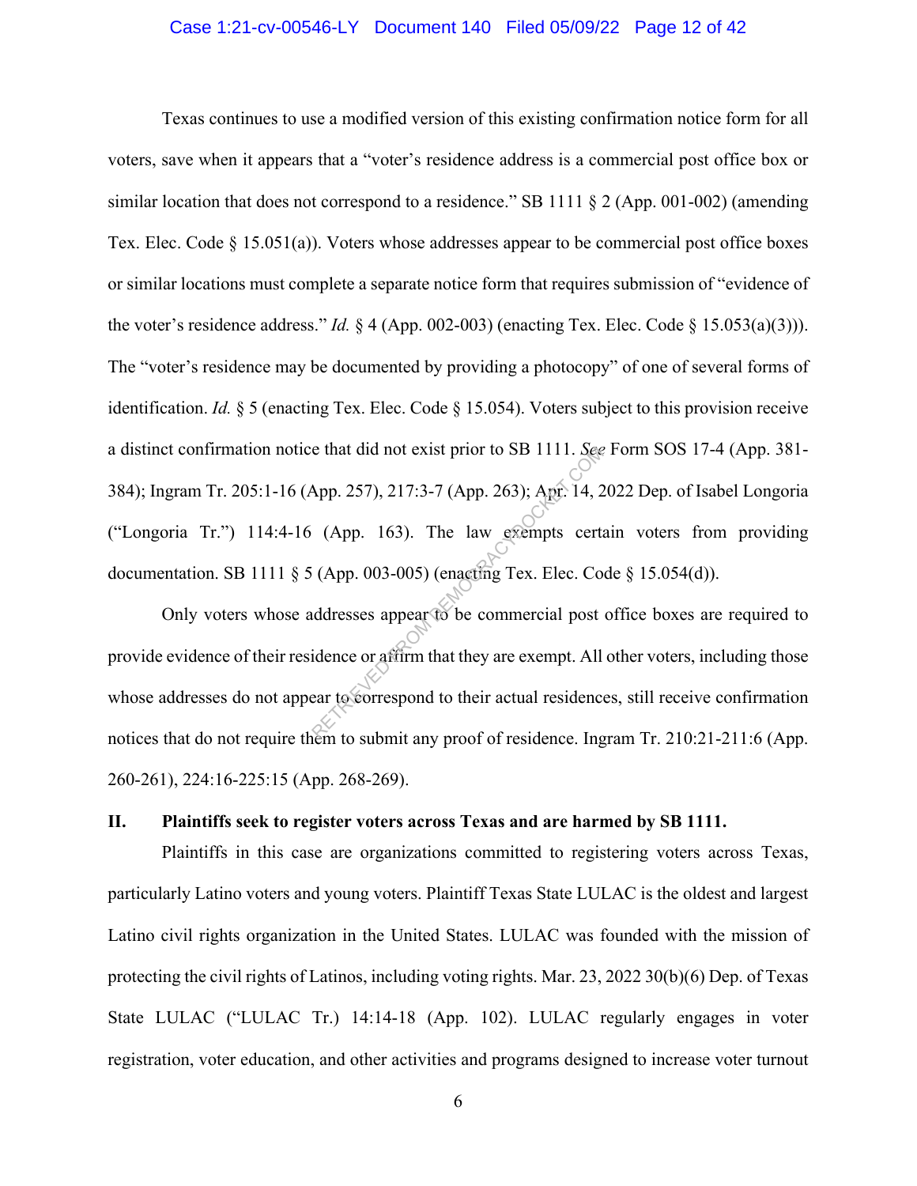Texas continues to use a modified version of this existing confirmation notice form for all voters, save when it appears that a "voter's residence address is a commercial post office box or similar location that does not correspond to a residence." SB 1111 § 2 (App. 001-002) (amending Tex. Elec. Code § 15.051(a)). Voters whose addresses appear to be commercial post office boxes or similar locations must complete a separate notice form that requires submission of "evidence of the voter's residence address." *Id.* § 4 (App. 002-003) (enacting Tex. Elec. Code § 15.053(a)(3))). The "voter's residence may be documented by providing a photocopy" of one of several forms of identification. *Id.* § 5 (enacting Tex. Elec. Code § 15.054). Voters subject to this provision receive a distinct confirmation notice that did not exist prior to SB 1111. *See* Form SOS 17-4 (App. 381-384); Ingram Tr. 205:1-16 (App. 257), 217:3-7 (App. 263); Apr. 14, 2022 Dep. of Isabel Longoria ("Longoria Tr.") 114:4-16 (App. 163). The law exempts certain voters from providing documentation. SB 1111 § 5 (App. 003-005) (enacting Tex. Elec. Code § 15.054(d)).

Only voters whose addresses appear to be commercial post office boxes are required to provide evidence of their residence or affirm that they are exempt. All other voters, including those whose addresses do not appear to correspond to their actual residences, still receive confirmation notices that do not require them to submit any proof of residence. Ingram Tr. 210:21-211:6 (App. 260-261), 224:16-225:15 (App. 268-269).

## II. Plaintiffs seek to register voters across Texas and are harmed by SB 1111.

Plaintiffs in this case are organizations committed to registering voters across Texas, particularly Latino voters and young voters. Plaintiff Texas State LULAC is the oldest and largest Latino civil rights organization in the United States. LULAC was founded with the mission of protecting the civil rights of Latinos, including voting rights. Mar. 23, 2022 30(b)(6) Dep. of Texas State LULAC ("LULAC Tr.) 14:14-18 (App. 102). LULAC regularly engages in voter registration, voter education, and other activities and programs designed to increase voter turnout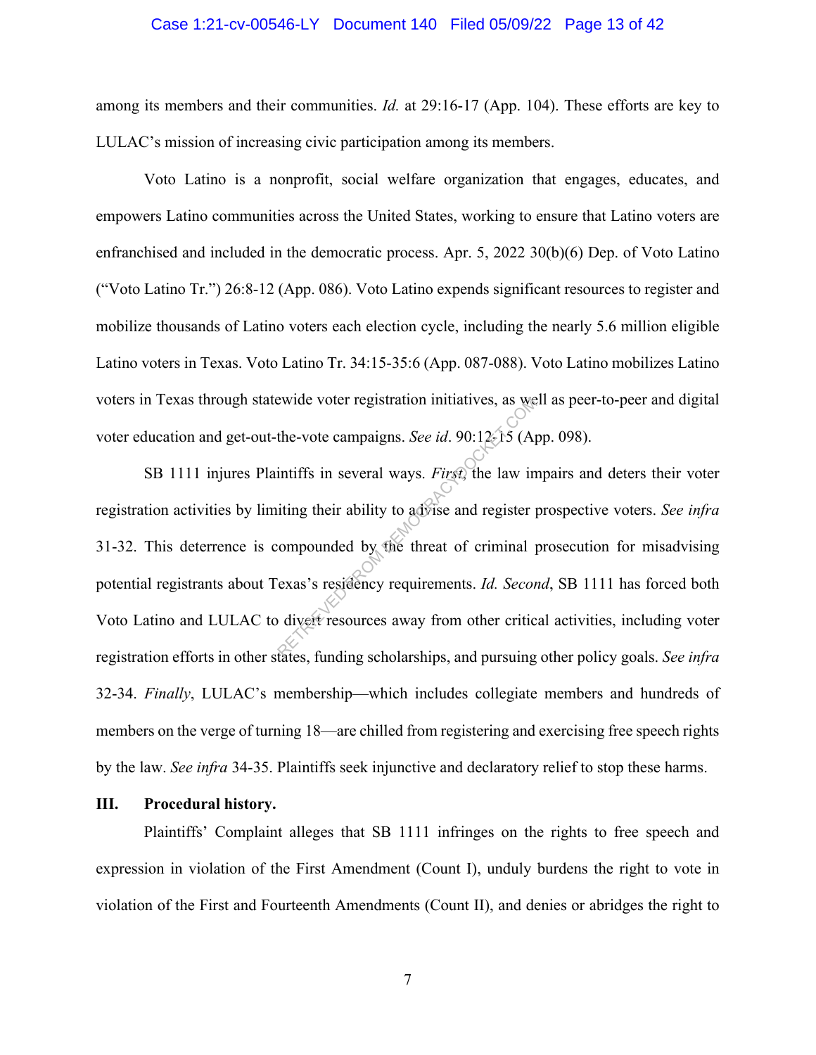among its members and their communities. *Id.* at 29:16-17 (App. 104). These efforts are key to LULAC's mission of increasing civic participation among its members.

Voto Latino is a nonprofit, social welfare organization that engages, educates, and empowers Latino communities across the United States, working to ensure that Latino voters are enfranchised and included in the democratic process. Apr. 5, 2022 30(b)(6) Dep. of Voto Latino ("Voto Latino Tr.") 26:8-12 (App. 086). Voto Latino expends significant resources to register and mobilize thousands of Latino voters each election cycle, including the nearly 5.6 million eligible Latino voters in Texas. Voto Latino Tr. 34:15-35:6 (App. 087-088). Voto Latino mobilizes Latino voters in Texas through statewide voter registration initiatives, as well as peer-to-peer and digital voter education and get-out-the-vote campaigns. *See id*. 90:12-15 (App. 098).

SB 1111 injures Plaintiffs in several ways. *First*, the law impairs and deters their voter registration activities by limiting their ability to advise and register prospective voters. *See infra* 31-32. This deterrence is compounded by the threat of criminal prosecution for misadvising potential registrants about Texas's residency requirements. *Id. Second*, SB 1111 has forced both Voto Latino and LULAC to divert resources away from other critical activities, including voter registration efforts in other states, funding scholarships, and pursuing other policy goals. *See infra* 32-34. *Finally*, LULAC's membership—which includes collegiate members and hundreds of members on the verge of turning 18—are chilled from registering and exercising free speech rights by the law. *See infra* 34-35. Plaintiffs seek injunctive and declaratory relief to stop these harms.

## III. Procedural history.

Plaintiffs' Complaint alleges that SB 1111 infringes on the rights to free speech and expression in violation of the First Amendment (Count I), unduly burdens the right to vote in violation of the First and Fourteenth Amendments (Count II), and denies or abridges the right to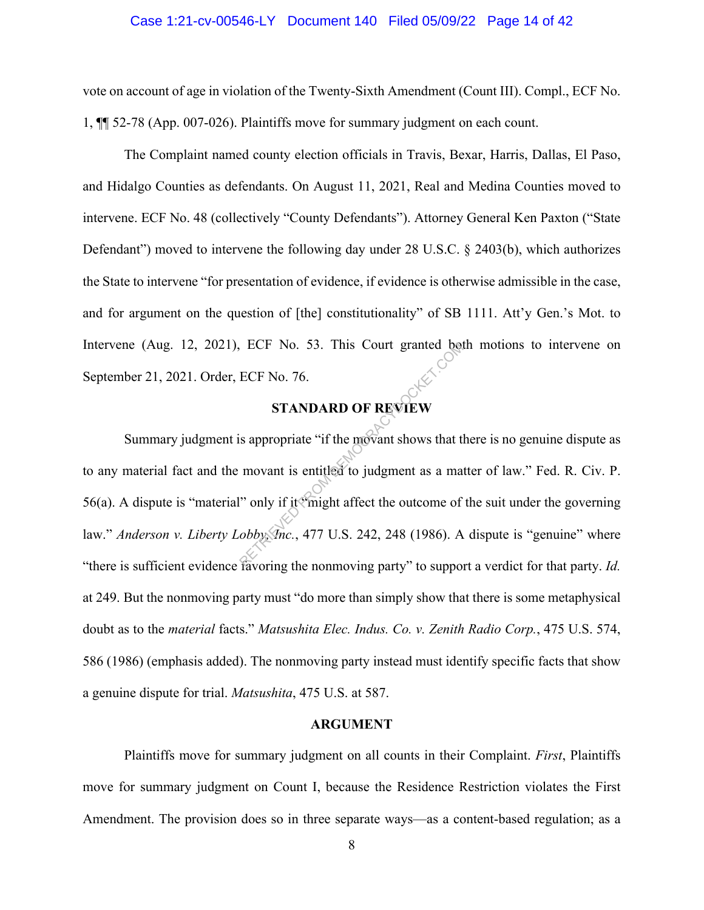vote on account of age in violation of the Twenty-Sixth Amendment (Count III). Compl., ECF No. 1, ¶¶ 52-78 (App. 007-026). Plaintiffs move for summary judgment on each count.

The Complaint named county election officials in Travis, Bexar, Harris, Dallas, El Paso, and Hidalgo Counties as defendants. On August 11, 2021, Real and Medina Counties moved to intervene. ECF No. 48 (collectively "County Defendants"). Attorney General Ken Paxton ("State Defendant") moved to intervene the following day under 28 U.S.C. § 2403(b), which authorizes the State to intervene "for presentation of evidence, if evidence is otherwise admissible in the case, and for argument on the question of [the] constitutionality" of SB 1111. Att'y Gen.'s Mot. to Intervene (Aug. 12, 2021), ECF No. 53. This Court granted both motions to intervene on September 21, 2021. Order, ECF No. 76.

## STANDARD OF REVIEW

Summary judgment is appropriate "if the movant shows that there is no genuine dispute as to any material fact and the movant is entitled to judgment as a matter of law." Fed. R. Civ. P. 56(a). A dispute is "material" only if it "might affect the outcome of the suit under the governing law." *Anderson v. Liberty Lobby, Inc.*, 477 U.S. 242, 248 (1986). A dispute is "genuine" where "there is sufficient evidence favoring the nonmoving party" to support a verdict for that party. *Id.* at 249. But the nonmoving party must "do more than simply show that there is some metaphysical doubt as to the *material* facts." *Matsushita Elec. Indus. Co. v. Zenith Radio Corp.*, 475 U.S. 574, 586 (1986) (emphasis added). The nonmoving party instead must identify specific facts that show a genuine dispute for trial. *Matsushita*, 475 U.S. at 587.

## ARGUMENT

Plaintiffs move for summary judgment on all counts in their Complaint. *First*, Plaintiffs move for summary judgment on Count I, because the Residence Restriction violates the First Amendment. The provision does so in three separate ways—as a content-based regulation; as a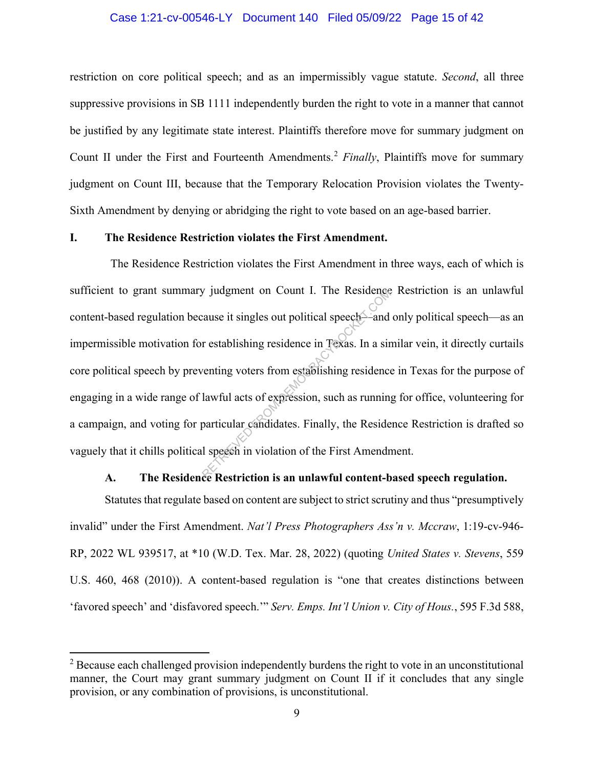restriction on core political speech; and as an impermissibly vague statute. *Second*, all three suppressive provisions in SB 1111 independently burden the right to vote in a manner that cannot be justified by any legitimate state interest. Plaintiffs therefore move for summary judgment on Count II under the First and Fourteenth Amendments.[2] *Finally*, Plaintiffs move for summary judgment on Count III, because that the Temporary Relocation Provision violates the Twenty-Sixth Amendment by denying or abridging the right to vote based on an age-based barrier.

## I. The Residence Restriction violates the First Amendment.

The Residence Restriction violates the First Amendment in three ways, each of which is sufficient to grant summary judgment on Count I. The Residence Restriction is an unlawful content-based regulation because it singles out political speech—and only political speech—as an impermissible motivation for establishing residence in Texas. In a similar vein, it directly curtails core political speech by preventing voters from establishing residence in Texas for the purpose of engaging in a wide range of lawful acts of expression, such as running for office, volunteering for a campaign, and voting for particular candidates. Finally, the Residence Restriction is drafted so vaguely that it chills political speech in violation of the First Amendment.

### A. The Residence Restriction is an unlawful content-based speech regulation.

Statutes that regulate based on content are subject to strict scrutiny and thus "presumptively invalid" under the First Amendment. *Nat'l Press Photographers Ass'n v. Mccraw*, 1:19-cv-946-RP, 2022 WL 939517, at *10 (W.D. Tex. Mar. 28, 2022) (quoting *United States v. Stevens*, 559 U.S. 460, 468 (2010)). A content-based regulation is "one that creates distinctions between 'favored speech' and 'disfavored speech.'" *Serv. Emps. Int'l Union v. City of Hous.*, 595 F.3d 588,

---

[2] Because each challenged provision independently burdens the right to vote in an unconstitutional manner, the Court may grant summary judgment on Count II if it concludes that any single provision, or any combination of provisions, is unconstitutional.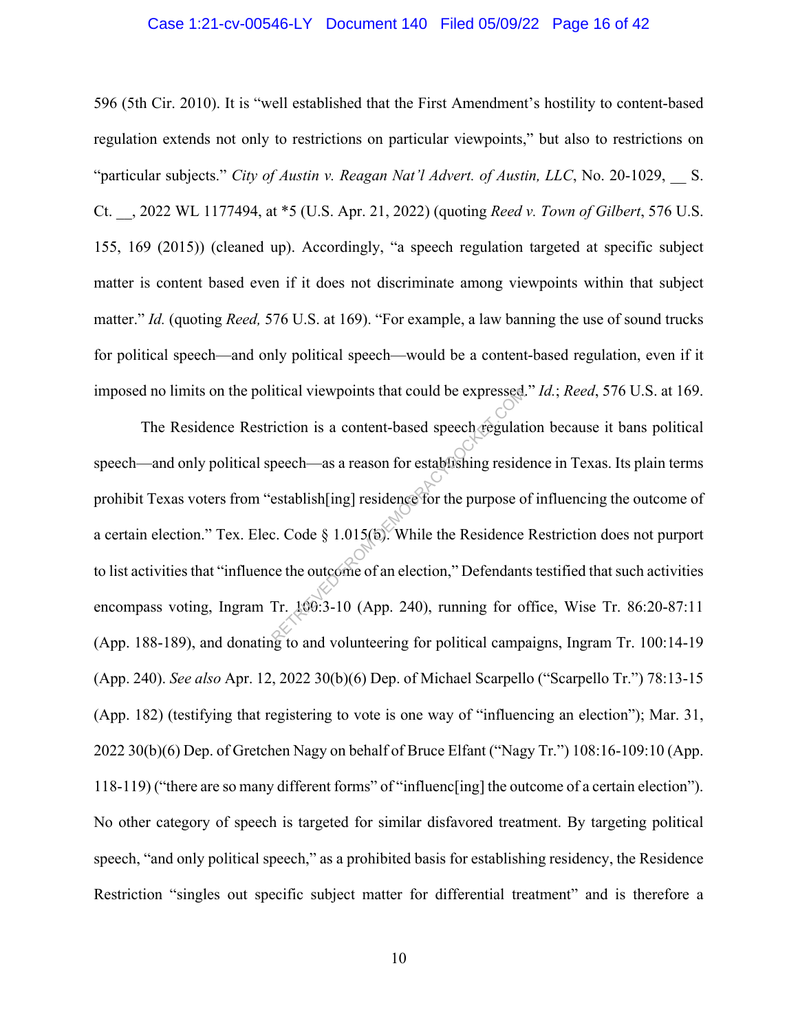596 (5th Cir. 2010). It is "well established that the First Amendment's hostility to content-based regulation extends not only to restrictions on particular viewpoints," but also to restrictions on "particular subjects." *City of Austin v. Reagan Nat'l Advert. of Austin, LLC*, No. 20-1029, __ S. Ct. __, 2022 WL 1177494, at *5 (U.S. Apr. 21, 2022) (quoting *Reed v. Town of Gilbert*, 576 U.S. 155, 169 (2015)) (cleaned up). Accordingly, "a speech regulation targeted at specific subject matter is content based even if it does not discriminate among viewpoints within that subject matter." *Id.* (quoting *Reed,* 576 U.S. at 169). "For example, a law banning the use of sound trucks for political speech—and only political speech—would be a content-based regulation, even if it imposed no limits on the political viewpoints that could be expressed." *Id.*; *Reed*, 576 U.S. at 169.

The Residence Restriction is a content-based speech regulation because it bans political speech—and only political speech—as a reason for establishing residence in Texas. Its plain terms prohibit Texas voters from "establish[ing] residence for the purpose of influencing the outcome of a certain election." Tex. Elec. Code § 1.015(b). While the Residence Restriction does not purport to list activities that "influence the outcome of an election," Defendants testified that such activities encompass voting, Ingram Tr. 100:3-10 (App. 240), running for office, Wise Tr. 86:20-87:11 (App. 188-189), and donating to and volunteering for political campaigns, Ingram Tr. 100:14-19 (App. 240). *See also* Apr. 12, 2022 30(b)(6) Dep. of Michael Scarpello ("Scarpello Tr.") 78:13-15 (App. 182) (testifying that registering to vote is one way of "influencing an election"); Mar. 31, 2022 30(b)(6) Dep. of Gretchen Nagy on behalf of Bruce Elfant ("Nagy Tr.") 108:16-109:10 (App. 118-119) ("there are so many different forms" of "influenc[ing] the outcome of a certain election"). No other category of speech is targeted for similar disfavored treatment. By targeting political speech, "and only political speech," as a prohibited basis for establishing residency, the Residence Restriction "singles out specific subject matter for differential treatment" and is therefore a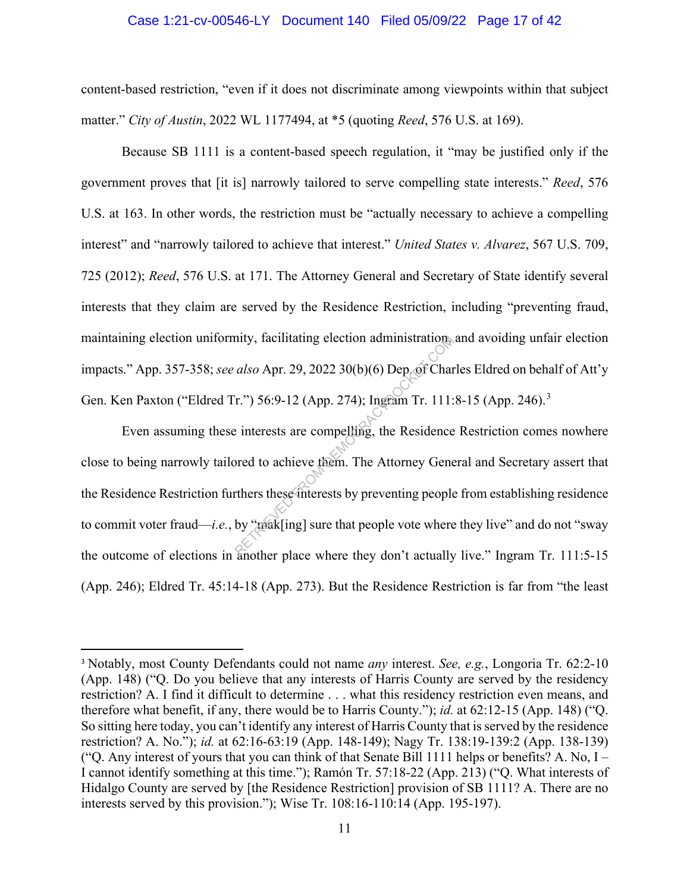content-based restriction, "even if it does not discriminate among viewpoints within that subject matter." *City of Austin*, 2022 WL 1177494, at *5 (quoting *Reed*, 576 U.S. at 169).

Because SB 1111 is a content-based speech regulation, it "may be justified only if the government proves that [it is] narrowly tailored to serve compelling state interests." *Reed*, 576 U.S. at 163. In other words, the restriction must be "actually necessary to achieve a compelling interest" and "narrowly tailored to achieve that interest." *United States v. Alvarez*, 567 U.S. 709, 725 (2012); *Reed*, 576 U.S. at 171. The Attorney General and Secretary of State identify several interests that they claim are served by the Residence Restriction, including "preventing fraud, maintaining election uniformity, facilitating election administration, and avoiding unfair election impacts." App. 357-358; *see also* Apr. 29, 2022 30(b)(6) Dep. of Charles Eldred on behalf of Att'y Gen. Ken Paxton ("Eldred Tr.") 56:9-12 (App. 274); Ingram Tr. 111:8-15 (App. 246).[3]

Even assuming these interests are compelling, the Residence Restriction comes nowhere close to being narrowly tailored to achieve them. The Attorney General and Secretary assert that the Residence Restriction furthers these interests by preventing people from establishing residence to commit voter fraud—*i.e.*, by "mak[ing] sure that people vote where they live" and do not "sway the outcome of elections in another place where they don't actually live." Ingram Tr. 111:5-15 (App. 246); Eldred Tr. 45:14-18 (App. 273). But the Residence Restriction is far from "the least

---

[3] Notably, most County Defendants could not name *any* interest. *See, e.g.*, Longoria Tr. 62:2-10 (App. 148) ("Q. Do you believe that any interests of Harris County are served by the residency restriction? A. I find it difficult to determine . . . what this residency restriction even means, and therefore what benefit, if any, there would be to Harris County."); *id.* at 62:12-15 (App. 148) ("Q. So sitting here today, you can't identify any interest of Harris County that is served by the residence restriction? A. No."); *id.* at 62:16-63:19 (App. 148-149); Nagy Tr. 138:19-139:2 (App. 138-139) ("Q. Any interest of yours that you can think of that Senate Bill 1111 helps or benefits? A. No, I – I cannot identify something at this time."); Ramón Tr. 57:18-22 (App. 213) ("Q. What interests of Hidalgo County are served by [the Residence Restriction] provision of SB 1111? A. There are no interests served by this provision."); Wise Tr. 108:16-110:14 (App. 195-197).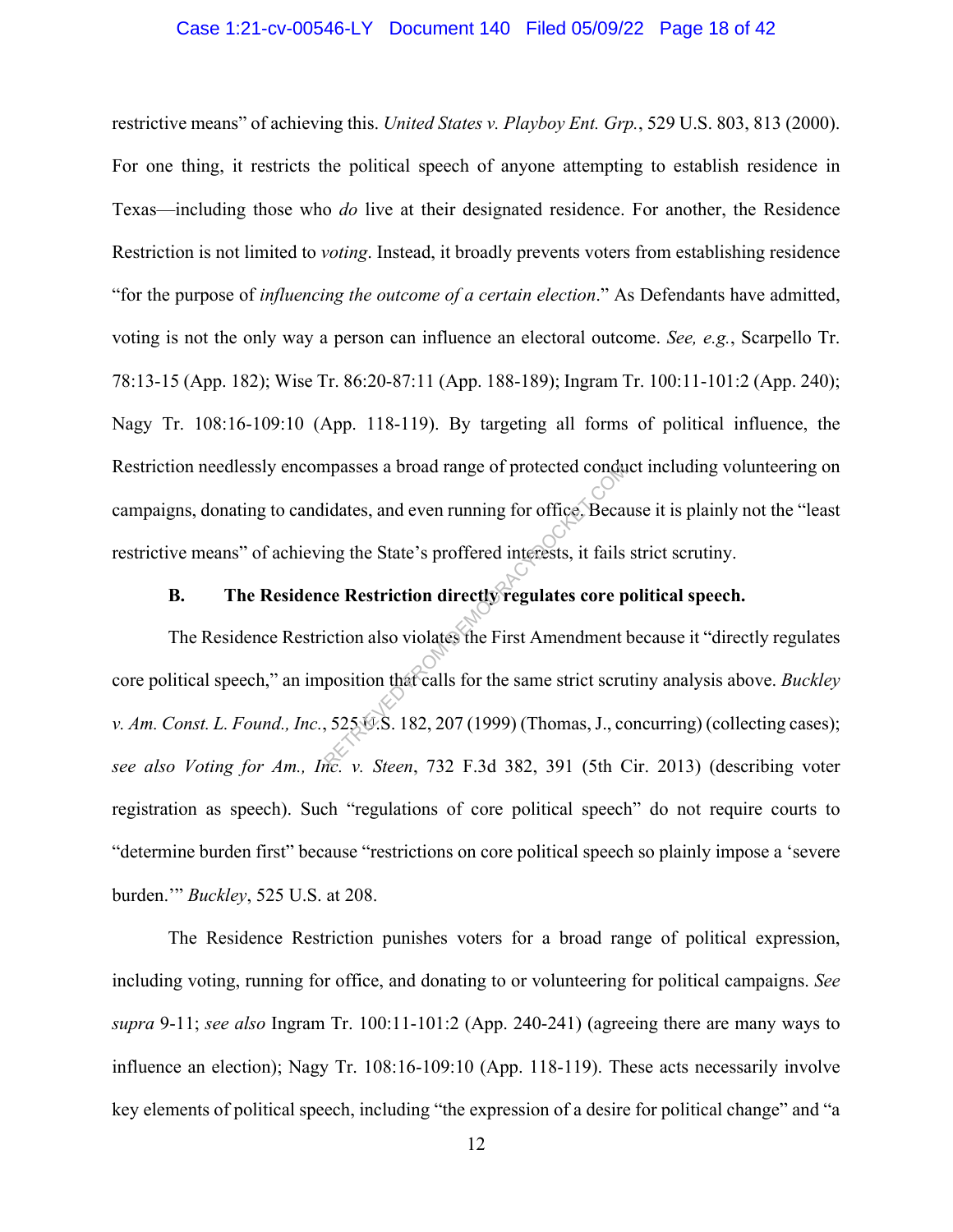restrictive means" of achieving this. *United States v. Playboy Ent. Grp.*, 529 U.S. 803, 813 (2000). For one thing, it restricts the political speech of anyone attempting to establish residence in Texas—including those who *do* live at their designated residence. For another, the Residence Restriction is not limited to *voting*. Instead, it broadly prevents voters from establishing residence "for the purpose of *influencing the outcome of a certain election*." As Defendants have admitted, voting is not the only way a person can influence an electoral outcome. *See, e.g.*, Scarpello Tr. 78:13-15 (App. 182); Wise Tr. 86:20-87:11 (App. 188-189); Ingram Tr. 100:11-101:2 (App. 240); Nagy Tr. 108:16-109:10 (App. 118-119). By targeting all forms of political influence, the Restriction needlessly encompasses a broad range of protected conduct including volunteering on campaigns, donating to candidates, and even running for office. Because it is plainly not the "least restrictive means" of achieving the State's proffered interests, it fails strict scrutiny.

### B. The Residence Restriction directly regulates core political speech.

The Residence Restriction also violates the First Amendment because it "directly regulates core political speech," an imposition that calls for the same strict scrutiny analysis above. *Buckley v. Am. Const. L. Found., Inc.*, 525 U.S. 182, 207 (1999) (Thomas, J., concurring) (collecting cases); *see also Voting for Am., Inc. v. Steen*, 732 F.3d 382, 391 (5th Cir. 2013) (describing voter registration as speech). Such "regulations of core political speech" do not require courts to "determine burden first" because "restrictions on core political speech so plainly impose a 'severe burden.'" *Buckley*, 525 U.S. at 208.

The Residence Restriction punishes voters for a broad range of political expression, including voting, running for office, and donating to or volunteering for political campaigns. *See supra* 9-11; *see also* Ingram Tr. 100:11-101:2 (App. 240-241) (agreeing there are many ways to influence an election); Nagy Tr. 108:16-109:10 (App. 118-119). These acts necessarily involve key elements of political speech, including "the expression of a desire for political change" and "a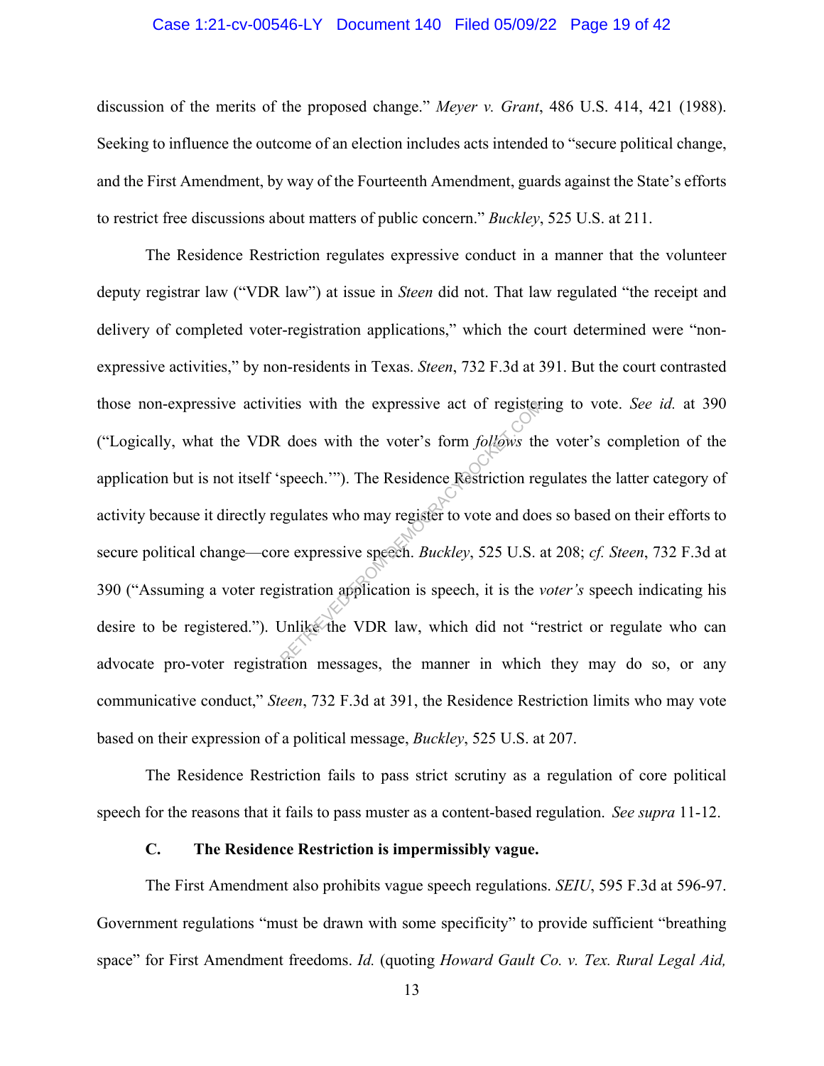discussion of the merits of the proposed change." *Meyer v. Grant*, 486 U.S. 414, 421 (1988). Seeking to influence the outcome of an election includes acts intended to "secure political change, and the First Amendment, by way of the Fourteenth Amendment, guards against the State's efforts to restrict free discussions about matters of public concern." *Buckley*, 525 U.S. at 211.

The Residence Restriction regulates expressive conduct in a manner that the volunteer deputy registrar law ("VDR law") at issue in *Steen* did not. That law regulated "the receipt and delivery of completed voter-registration applications," which the court determined were "non-expressive activities," by non-residents in Texas. *Steen*, 732 F.3d at 391. But the court contrasted those non-expressive activities with the expressive act of registering to vote. *See id.* at 390 ("Logically, what the VDR does with the voter's form *follows* the voter's completion of the application but is not itself 'speech.'"). The Residence Restriction regulates the latter category of activity because it directly regulates who may register to vote and does so based on their efforts to secure political change—core expressive speech. *Buckley*, 525 U.S. at 208; *cf. Steen*, 732 F.3d at 390 ("Assuming a voter registration application is speech, it is the *voter's* speech indicating his desire to be registered."). Unlike the VDR law, which did not "restrict or regulate who can advocate pro-voter registration messages, the manner in which they may do so, or any communicative conduct," *Steen*, 732 F.3d at 391, the Residence Restriction limits who may vote based on their expression of a political message, *Buckley*, 525 U.S. at 207.

The Residence Restriction fails to pass strict scrutiny as a regulation of core political speech for the reasons that it fails to pass muster as a content-based regulation. *See supra* 11-12.

### C. The Residence Restriction is impermissibly vague.

The First Amendment also prohibits vague speech regulations. *SEIU*, 595 F.3d at 596-97. Government regulations "must be drawn with some specificity" to provide sufficient "breathing space" for First Amendment freedoms. *Id.* (quoting *Howard Gault Co. v. Tex. Rural Legal Aid,*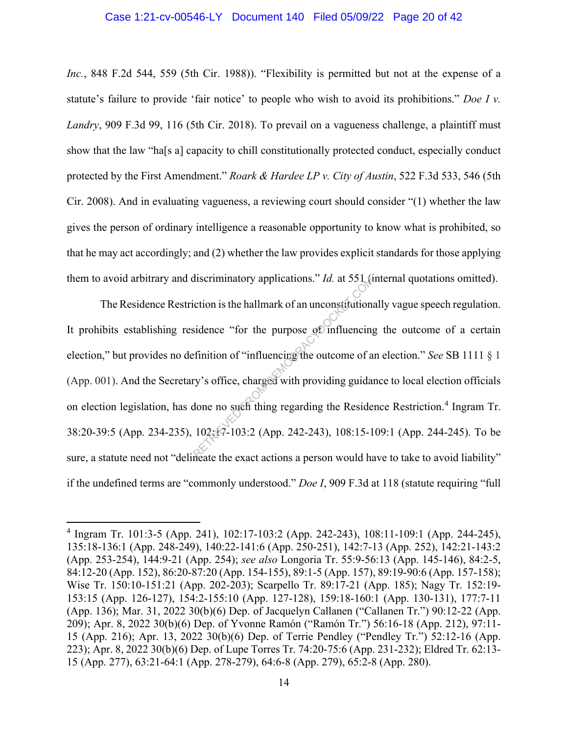*Inc.*, 848 F.2d 544, 559 (5th Cir. 1988)). "Flexibility is permitted but not at the expense of a statute's failure to provide 'fair notice' to people who wish to avoid its prohibitions." *Doe I v. Landry*, 909 F.3d 99, 116 (5th Cir. 2018). To prevail on a vagueness challenge, a plaintiff must show that the law "ha[s a] capacity to chill constitutionally protected conduct, especially conduct protected by the First Amendment." *Roark & Hardee LP v. City of Austin*, 522 F.3d 533, 546 (5th Cir. 2008). And in evaluating vagueness, a reviewing court should consider "(1) whether the law gives the person of ordinary intelligence a reasonable opportunity to know what is prohibited, so that he may act accordingly; and (2) whether the law provides explicit standards for those applying them to avoid arbitrary and discriminatory applications." *Id.* at 551 (internal quotations omitted).

The Residence Restriction is the hallmark of an unconstitutionally vague speech regulation. It prohibits establishing residence "for the purpose of influencing the outcome of a certain election," but provides no definition of "influencing the outcome of an election." *See* SB 1111 § 1 (App. 001). And the Secretary's office, charged with providing guidance to local election officials on election legislation, has done no such thing regarding the Residence Restriction.[4] Ingram Tr. 38:20-39:5 (App. 234-235), 102:17-103:2 (App. 242-243), 108:15-109:1 (App. 244-245). To be sure, a statute need not "delineate the exact actions a person would have to take to avoid liability" if the undefined terms are "commonly understood." *Doe I*, 909 F.3d at 118 (statute requiring "full

---

[4] Ingram Tr. 101:3-5 (App. 241), 102:17-103:2 (App. 242-243), 108:11-109:1 (App. 244-245), 135:18-136:1 (App. 248-249), 140:22-141:6 (App. 250-251), 142:7-13 (App. 252), 142:21-143:2 (App. 253-254), 144:9-21 (App. 254); *see also* Longoria Tr. 55:9-56:13 (App. 145-146), 84:2-5, 84:12-20 (App. 152), 86:20-87:20 (App. 154-155), 89:1-5 (App. 157), 89:19-90:6 (App. 157-158); Wise Tr. 150:10-151:21 (App. 202-203); Scarpello Tr. 89:17-21 (App. 185); Nagy Tr. 152:19-153:15 (App. 126-127), 154:2-155:10 (App. 127-128), 159:18-160:1 (App. 130-131), 177:7-11 (App. 136); Mar. 31, 2022 30(b)(6) Dep. of Jacquelyn Callanen ("Callanen Tr.") 90:12-22 (App. 209); Apr. 8, 2022 30(b)(6) Dep. of Yvonne Ramón ("Ramón Tr.") 56:16-18 (App. 212), 97:11-15 (App. 216); Apr. 13, 2022 30(b)(6) Dep. of Terrie Pendley ("Pendley Tr.") 52:12-16 (App. 223); Apr. 8, 2022 30(b)(6) Dep. of Lupe Torres Tr. 74:20-75:6 (App. 231-232); Eldred Tr. 62:13-15 (App. 277), 63:21-64:1 (App. 278-279), 64:6-8 (App. 279), 65:2-8 (App. 280).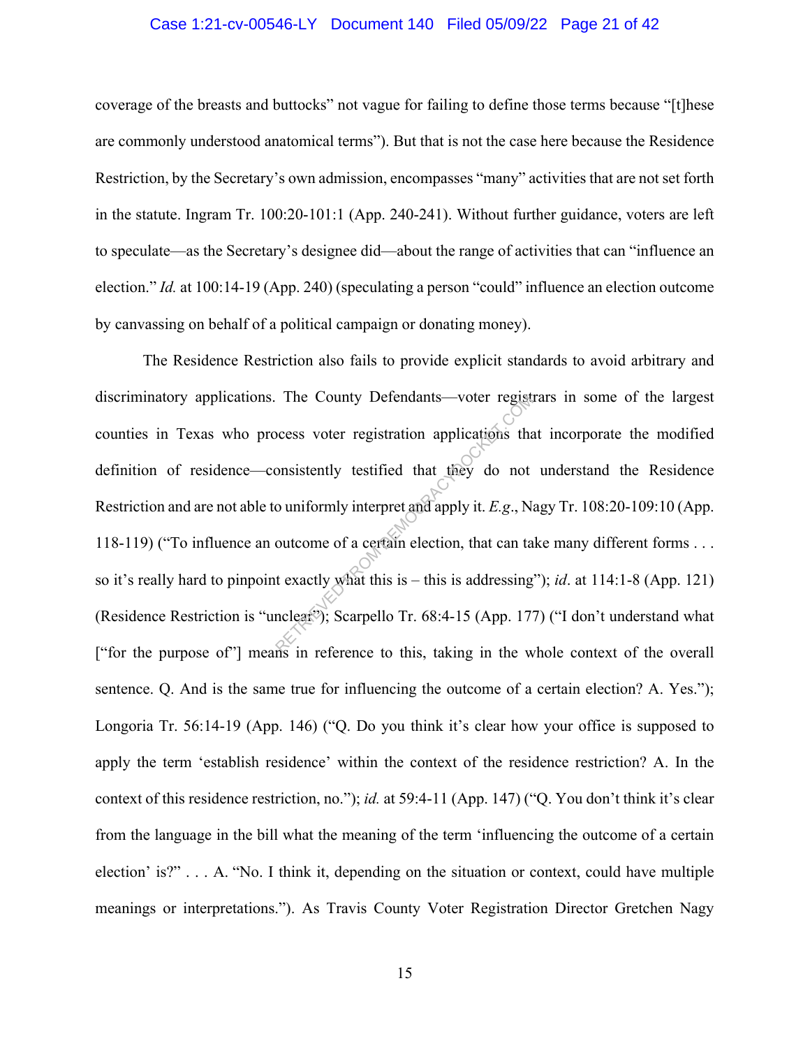coverage of the breasts and buttocks" not vague for failing to define those terms because "[t]hese are commonly understood anatomical terms"). But that is not the case here because the Residence Restriction, by the Secretary's own admission, encompasses "many" activities that are not set forth in the statute. Ingram Tr. 100:20-101:1 (App. 240-241). Without further guidance, voters are left to speculate—as the Secretary's designee did—about the range of activities that can "influence an election." *Id.* at 100:14-19 (App. 240) (speculating a person "could" influence an election outcome by canvassing on behalf of a political campaign or donating money).

The Residence Restriction also fails to provide explicit standards to avoid arbitrary and discriminatory applications. The County Defendants—voter registrars in some of the largest counties in Texas who process voter registration applications that incorporate the modified definition of residence—consistently testified that they do not understand the Residence Restriction and are not able to uniformly interpret and apply it. *E.g.*, Nagy Tr. 108:20-109:10 (App. 118-119) ("To influence an outcome of a certain election, that can take many different forms . . . so it's really hard to pinpoint exactly what this is – this is addressing"); *id*. at 114:1-8 (App. 121) (Residence Restriction is "unclear"); Scarpello Tr. 68:4-15 (App. 177) ("I don't understand what ["for the purpose of"] means in reference to this, taking in the whole context of the overall sentence. Q. And is the same true for influencing the outcome of a certain election? A. Yes."); Longoria Tr. 56:14-19 (App. 146) ("Q. Do you think it's clear how your office is supposed to apply the term 'establish residence' within the context of the residence restriction? A. In the context of this residence restriction, no."); *id.* at 59:4-11 (App. 147) ("Q. You don't think it's clear from the language in the bill what the meaning of the term 'influencing the outcome of a certain election' is?" . . . A. "No. I think it, depending on the situation or context, could have multiple meanings or interpretations."). As Travis County Voter Registration Director Gretchen Nagy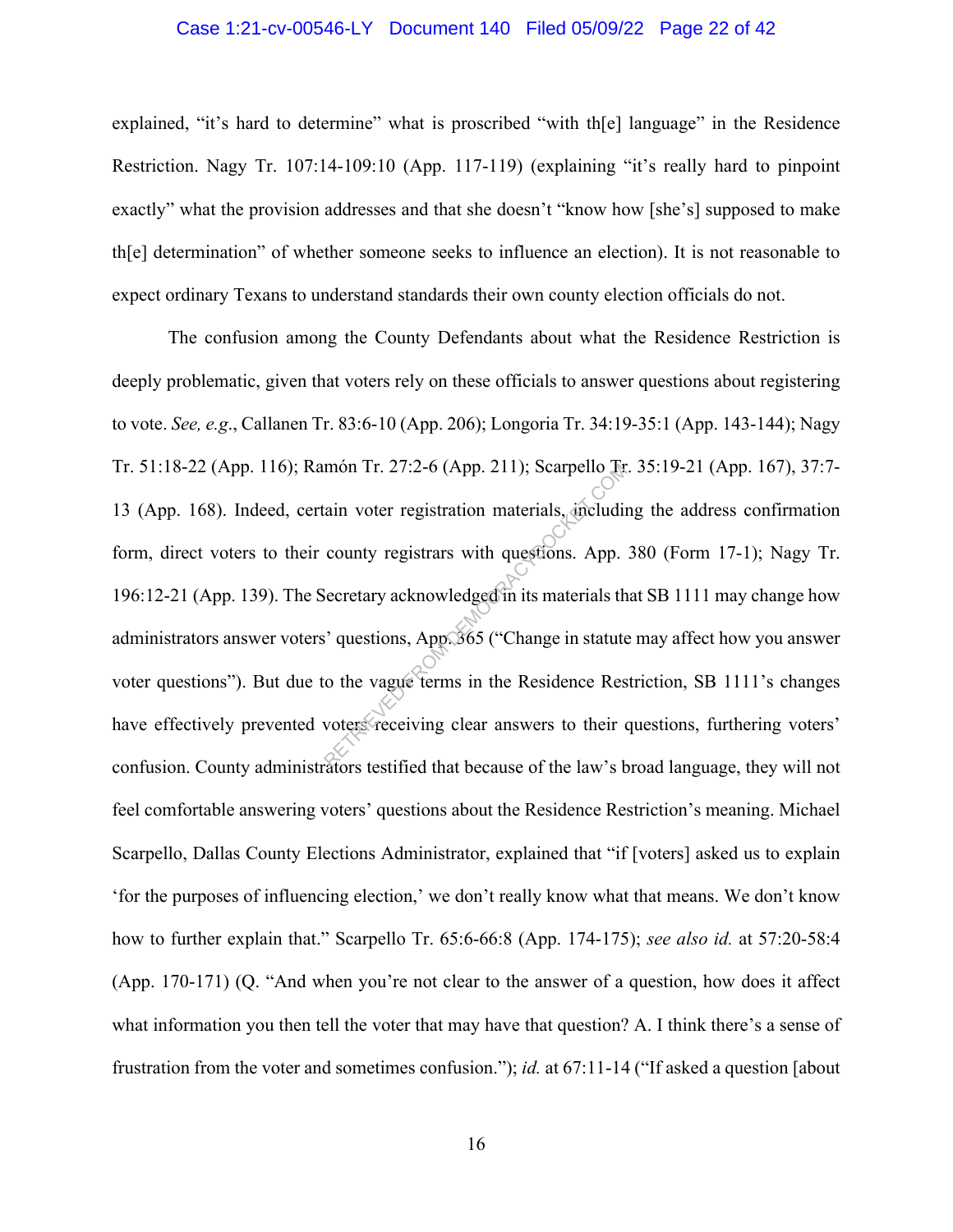explained, "it's hard to determine" what is proscribed "with th[e] language" in the Residence Restriction. Nagy Tr. 107:14-109:10 (App. 117-119) (explaining "it's really hard to pinpoint exactly" what the provision addresses and that she doesn't "know how [she's] supposed to make th[e] determination" of whether someone seeks to influence an election). It is not reasonable to expect ordinary Texans to understand standards their own county election officials do not.

The confusion among the County Defendants about what the Residence Restriction is deeply problematic, given that voters rely on these officials to answer questions about registering to vote. *See, e.g.*, Callanen Tr. 83:6-10 (App. 206); Longoria Tr. 34:19-35:1 (App. 143-144); Nagy Tr. 51:18-22 (App. 116); Ramón Tr. 27:2-6 (App. 211); Scarpello Tr. 35:19-21 (App. 167), 37:7-13 (App. 168). Indeed, certain voter registration materials, including the address confirmation form, direct voters to their county registrars with questions. App. 380 (Form 17-1); Nagy Tr. 196:12-21 (App. 139). The Secretary acknowledged in its materials that SB 1111 may change how administrators answer voters' questions, App. 365 ("Change in statute may affect how you answer voter questions"). But due to the vague terms in the Residence Restriction, SB 1111's changes have effectively prevented voters receiving clear answers to their questions, furthering voters' confusion. County administrators testified that because of the law's broad language, they will not feel comfortable answering voters' questions about the Residence Restriction's meaning. Michael Scarpello, Dallas County Elections Administrator, explained that "if [voters] asked us to explain 'for the purposes of influencing election,' we don't really know what that means. We don't know how to further explain that." Scarpello Tr. 65:6-66:8 (App. 174-175); *see also id.* at 57:20-58:4 (App. 170-171) (Q. "And when you're not clear to the answer of a question, how does it affect what information you then tell the voter that may have that question? A. I think there's a sense of frustration from the voter and sometimes confusion."); *id.* at 67:11-14 ("If asked a question [about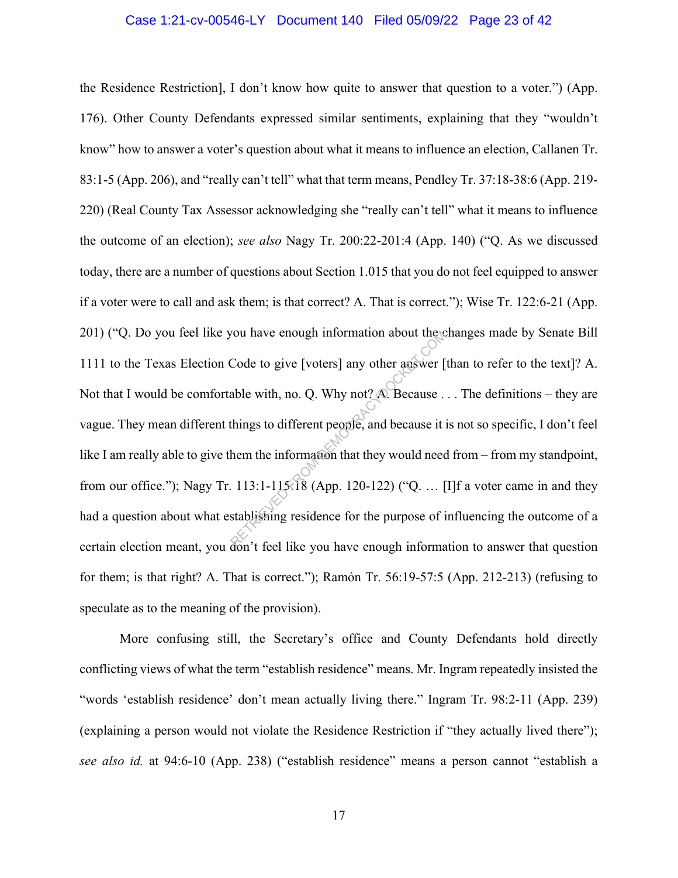the Residence Restriction], I don't know how quite to answer that question to a voter.") (App. 176). Other County Defendants expressed similar sentiments, explaining that they "wouldn't know" how to answer a voter's question about what it means to influence an election, Callanen Tr. 83:1-5 (App. 206), and "really can't tell" what that term means, Pendley Tr. 37:18-38:6 (App. 219-220) (Real County Tax Assessor acknowledging she "really can't tell" what it means to influence the outcome of an election); *see also* Nagy Tr. 200:22-201:4 (App. 140) ("Q. As we discussed today, there are a number of questions about Section 1.015 that you do not feel equipped to answer if a voter were to call and ask them; is that correct? A. That is correct."); Wise Tr. 122:6-21 (App. 201) ("Q. Do you feel like you have enough information about the changes made by Senate Bill 1111 to the Texas Election Code to give [voters] any other answer [than to refer to the text]? A. Not that I would be comfortable with, no. Q. Why not? A. Because . . . The definitions – they are vague. They mean different things to different people, and because it is not so specific, I don't feel like I am really able to give them the information that they would need from – from my standpoint, from our office."); Nagy Tr. 113:1-115:18 (App. 120-122) ("Q. … [I]f a voter came in and they had a question about what establishing residence for the purpose of influencing the outcome of a certain election meant, you don't feel like you have enough information to answer that question for them; is that right? A. That is correct."); Ramón Tr. 56:19-57:5 (App. 212-213) (refusing to speculate as to the meaning of the provision).

More confusing still, the Secretary's office and County Defendants hold directly conflicting views of what the term "establish residence" means. Mr. Ingram repeatedly insisted the "words 'establish residence' don't mean actually living there." Ingram Tr. 98:2-11 (App. 239) (explaining a person would not violate the Residence Restriction if "they actually lived there"); *see also id.* at 94:6-10 (App. 238) ("establish residence" means a person cannot "establish a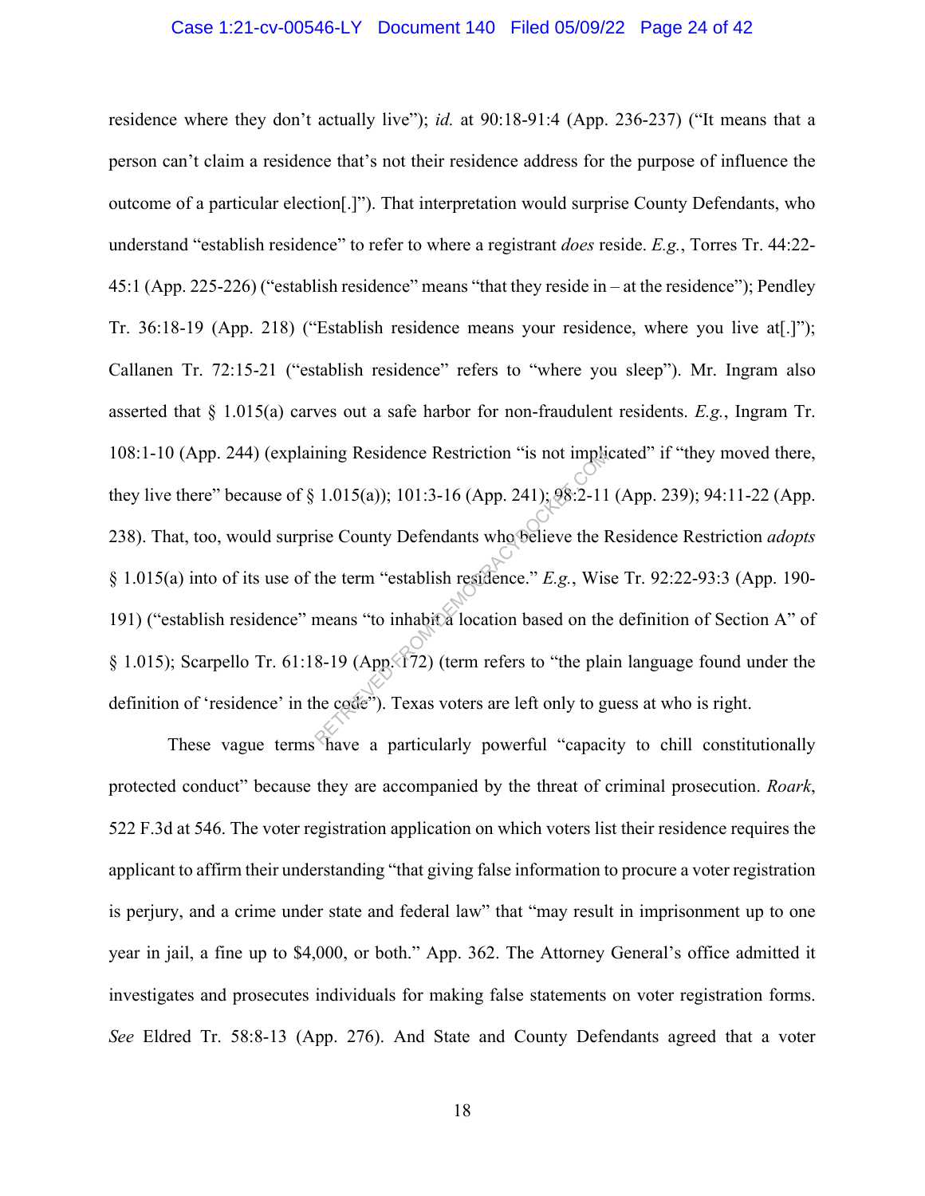residence where they don't actually live"); *id.* at 90:18-91:4 (App. 236-237) ("It means that a person can't claim a residence that's not their residence address for the purpose of influence the outcome of a particular election[.]"). That interpretation would surprise County Defendants, who understand "establish residence" to refer to where a registrant *does* reside. *E.g.*, Torres Tr. 44:22-45:1 (App. 225-226) ("establish residence" means "that they reside in – at the residence"); Pendley Tr. 36:18-19 (App. 218) ("Establish residence means your residence, where you live at[.]"); Callanen Tr. 72:15-21 ("establish residence" refers to "where you sleep"). Mr. Ingram also asserted that § 1.015(a) carves out a safe harbor for non-fraudulent residents. *E.g.*, Ingram Tr. 108:1-10 (App. 244) (explaining Residence Restriction "is not implicated" if "they moved there, they live there" because of § 1.015(a)); 101:3-16 (App. 241); 98:2-11 (App. 239); 94:11-22 (App. 238). That, too, would surprise County Defendants who believe the Residence Restriction *adopts* § 1.015(a) into of its use of the term "establish residence." *E.g.*, Wise Tr. 92:22-93:3 (App. 190-191) ("establish residence" means "to inhabit a location based on the definition of Section A" of § 1.015); Scarpello Tr. 61:18-19 (App. 172) (term refers to "the plain language found under the definition of 'residence' in the code"). Texas voters are left only to guess at who is right.

These vague terms have a particularly powerful "capacity to chill constitutionally protected conduct" because they are accompanied by the threat of criminal prosecution. *Roark*, 522 F.3d at 546. The voter registration application on which voters list their residence requires the applicant to affirm their understanding "that giving false information to procure a voter registration is perjury, and a crime under state and federal law" that "may result in imprisonment up to one year in jail, a fine up to $4,000, or both." App. 362. The Attorney General's office admitted it investigates and prosecutes individuals for making false statements on voter registration forms. *See* Eldred Tr. 58:8-13 (App. 276). And State and County Defendants agreed that a voter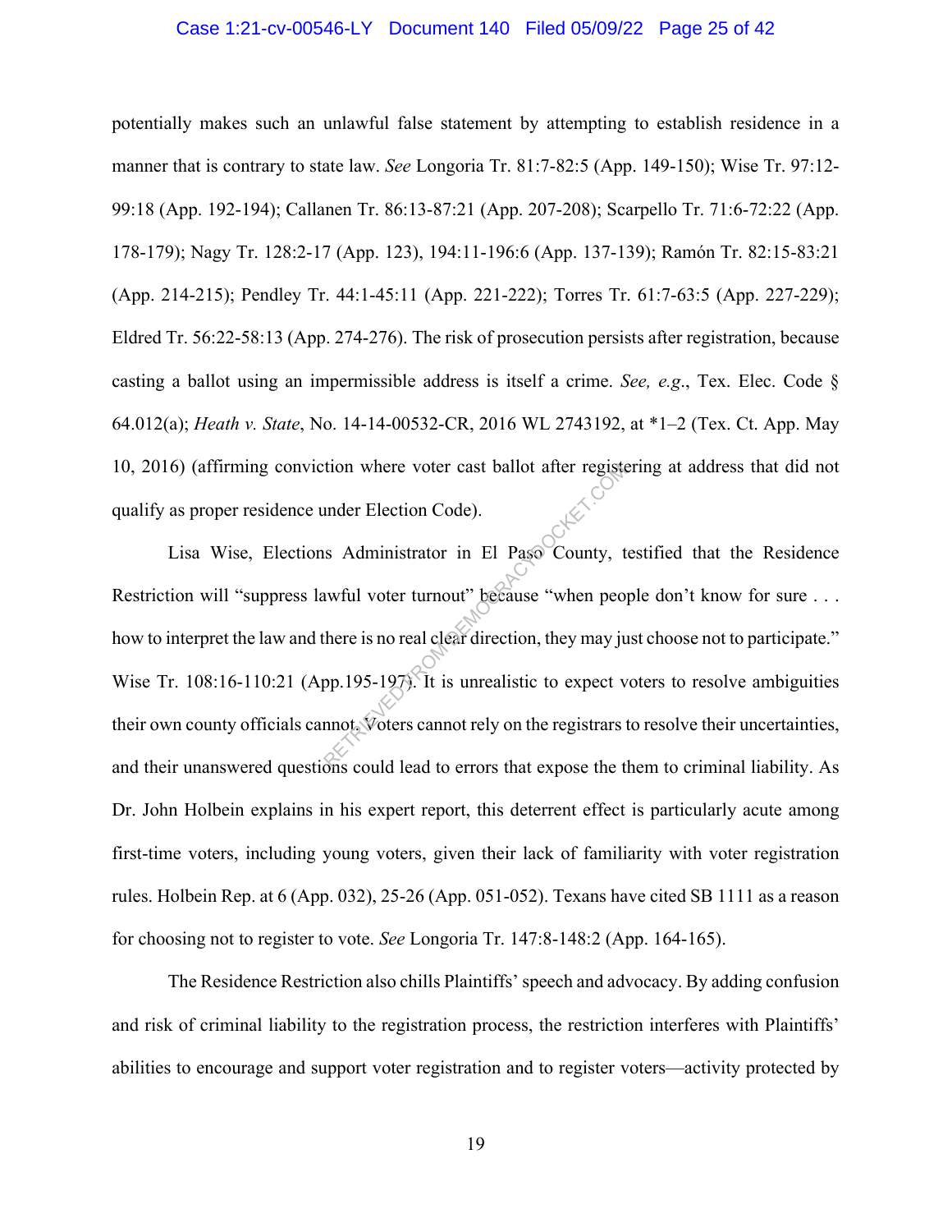potentially makes such an unlawful false statement by attempting to establish residence in a manner that is contrary to state law. *See* Longoria Tr. 81:7-82:5 (App. 149-150); Wise Tr. 97:12-99:18 (App. 192-194); Callanen Tr. 86:13-87:21 (App. 207-208); Scarpello Tr. 71:6-72:22 (App. 178-179); Nagy Tr. 128:2-17 (App. 123), 194:11-196:6 (App. 137-139); Ramón Tr. 82:15-83:21 (App. 214-215); Pendley Tr. 44:1-45:11 (App. 221-222); Torres Tr. 61:7-63:5 (App. 227-229); Eldred Tr. 56:22-58:13 (App. 274-276). The risk of prosecution persists after registration, because casting a ballot using an impermissible address is itself a crime. *See, e.g.*, Tex. Elec. Code § 64.012(a); *Heath v. State*, No. 14-14-00532-CR, 2016 WL 2743192, at *1–2 (Tex. Ct. App. May 10, 2016) (affirming conviction where voter cast ballot after registering at address that did not qualify as proper residence under Election Code).

Lisa Wise, Elections Administrator in El Paso County, testified that the Residence Restriction will "suppress lawful voter turnout" because "when people don't know for sure . . . how to interpret the law and there is no real clear direction, they may just choose not to participate." Wise Tr. 108:16-110:21 (App.195-197). It is unrealistic to expect voters to resolve ambiguities their own county officials cannot. Voters cannot rely on the registrars to resolve their uncertainties, and their unanswered questions could lead to errors that expose the them to criminal liability. As Dr. John Holbein explains in his expert report, this deterrent effect is particularly acute among first-time voters, including young voters, given their lack of familiarity with voter registration rules. Holbein Rep. at 6 (App. 032), 25-26 (App. 051-052). Texans have cited SB 1111 as a reason for choosing not to register to vote. *See* Longoria Tr. 147:8-148:2 (App. 164-165).

The Residence Restriction also chills Plaintiffs' speech and advocacy. By adding confusion and risk of criminal liability to the registration process, the restriction interferes with Plaintiffs' abilities to encourage and support voter registration and to register voters—activity protected by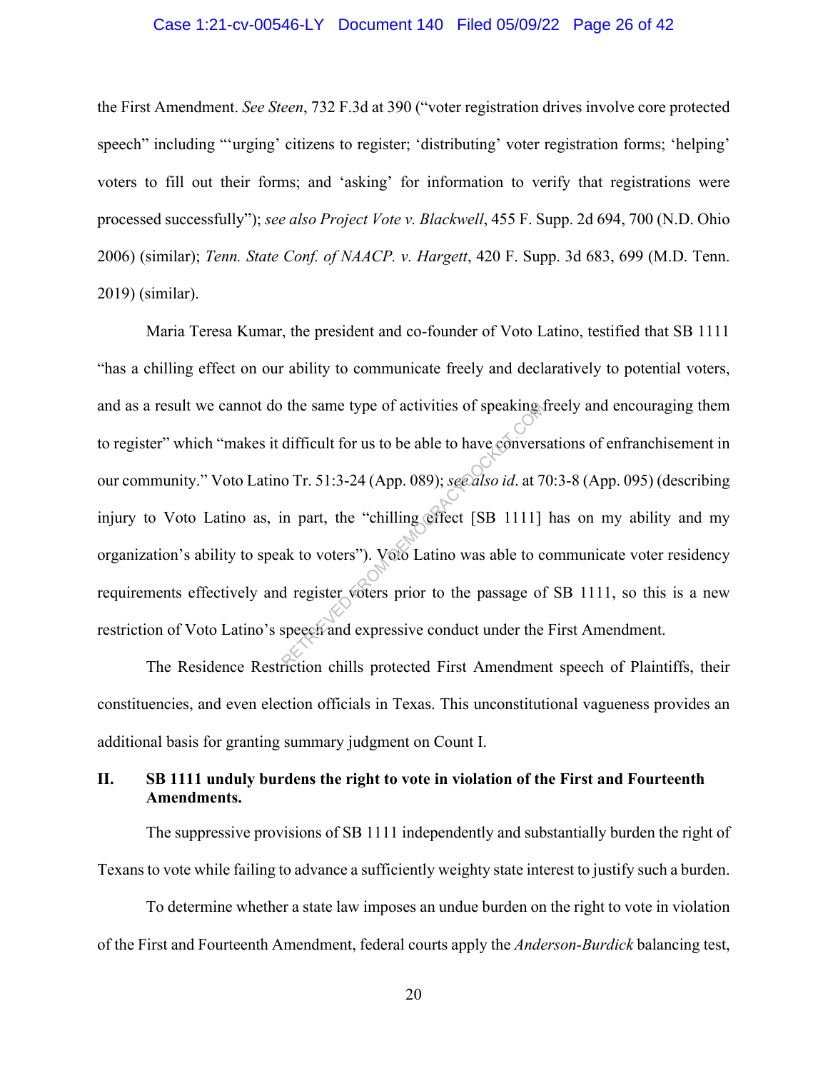the First Amendment. *See Steen*, 732 F.3d at 390 ("voter registration drives involve core protected speech" including "'urging' citizens to register; 'distributing' voter registration forms; 'helping' voters to fill out their forms; and 'asking' for information to verify that registrations were processed successfully"); *see also Project Vote v. Blackwell*, 455 F. Supp. 2d 694, 700 (N.D. Ohio 2006) (similar); *Tenn. State Conf. of NAACP. v. Hargett*, 420 F. Supp. 3d 683, 699 (M.D. Tenn. 2019) (similar).

Maria Teresa Kumar, the president and co-founder of Voto Latino, testified that SB 1111 "has a chilling effect on our ability to communicate freely and declaratively to potential voters, and as a result we cannot do the same type of activities of speaking freely and encouraging them to register" which "makes it difficult for us to be able to have conversations of enfranchisement in our community." Voto Latino Tr. 51:3-24 (App. 089); *see also id*. at 70:3-8 (App. 095) (describing injury to Voto Latino as, in part, the "chilling effect [SB 1111] has on my ability and my organization's ability to speak to voters"). Voto Latino was able to communicate voter residency requirements effectively and register voters prior to the passage of SB 1111, so this is a new restriction of Voto Latino's speech and expressive conduct under the First Amendment.

The Residence Restriction chills protected First Amendment speech of Plaintiffs, their constituencies, and even election officials in Texas. This unconstitutional vagueness provides an additional basis for granting summary judgment on Count I.

## II. SB 1111 unduly burdens the right to vote in violation of the First and Fourteenth Amendments.

The suppressive provisions of SB 1111 independently and substantially burden the right of Texans to vote while failing to advance a sufficiently weighty state interest to justify such a burden.

To determine whether a state law imposes an undue burden on the right to vote in violation of the First and Fourteenth Amendment, federal courts apply the *Anderson-Burdick* balancing test,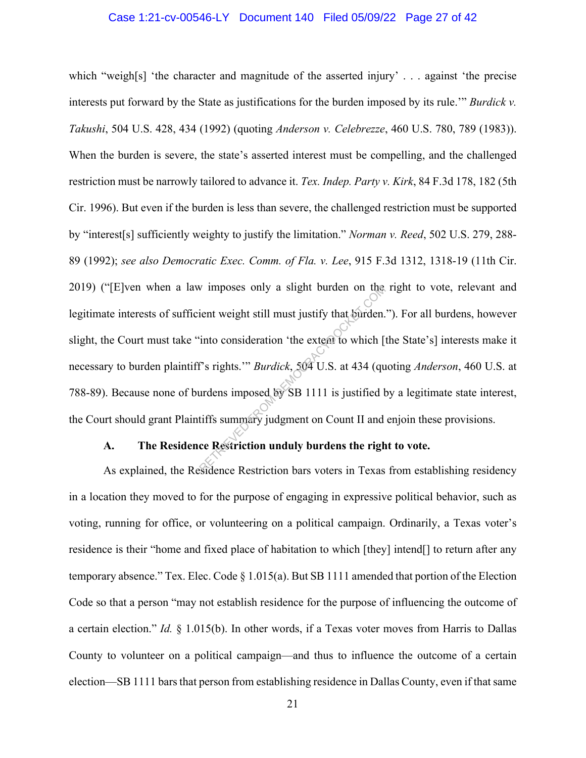which "weigh[s] 'the character and magnitude of the asserted injury' . . . against 'the precise interests put forward by the State as justifications for the burden imposed by its rule.'" *Burdick v. Takushi*, 504 U.S. 428, 434 (1992) (quoting *Anderson v. Celebrezze*, 460 U.S. 780, 789 (1983)). When the burden is severe, the state's asserted interest must be compelling, and the challenged restriction must be narrowly tailored to advance it. *Tex. Indep. Party v. Kirk*, 84 F.3d 178, 182 (5th Cir. 1996). But even if the burden is less than severe, the challenged restriction must be supported by "interest[s] sufficiently weighty to justify the limitation." *Norman v. Reed*, 502 U.S. 279, 288-89 (1992); *see also Democratic Exec. Comm. of Fla. v. Lee*, 915 F.3d 1312, 1318-19 (11th Cir. 2019) ("[E]ven when a law imposes only a slight burden on the right to vote, relevant and legitimate interests of sufficient weight still must justify that burden."). For all burdens, however slight, the Court must take "into consideration 'the extent to which [the State's] interests make it necessary to burden plaintiff's rights.'" *Burdick*, 504 U.S. at 434 (quoting *Anderson*, 460 U.S. at 788-89). Because none of burdens imposed by SB 1111 is justified by a legitimate state interest, the Court should grant Plaintiffs summary judgment on Count II and enjoin these provisions.

### A. The Residence Restriction unduly burdens the right to vote.

As explained, the Residence Restriction bars voters in Texas from establishing residency in a location they moved to for the purpose of engaging in expressive political behavior, such as voting, running for office, or volunteering on a political campaign. Ordinarily, a Texas voter's residence is their "home and fixed place of habitation to which [they] intend[] to return after any temporary absence." Tex. Elec. Code § 1.015(a). But SB 1111 amended that portion of the Election Code so that a person "may not establish residence for the purpose of influencing the outcome of a certain election." *Id.* § 1.015(b). In other words, if a Texas voter moves from Harris to Dallas County to volunteer on a political campaign—and thus to influence the outcome of a certain election—SB 1111 bars that person from establishing residence in Dallas County, even if that same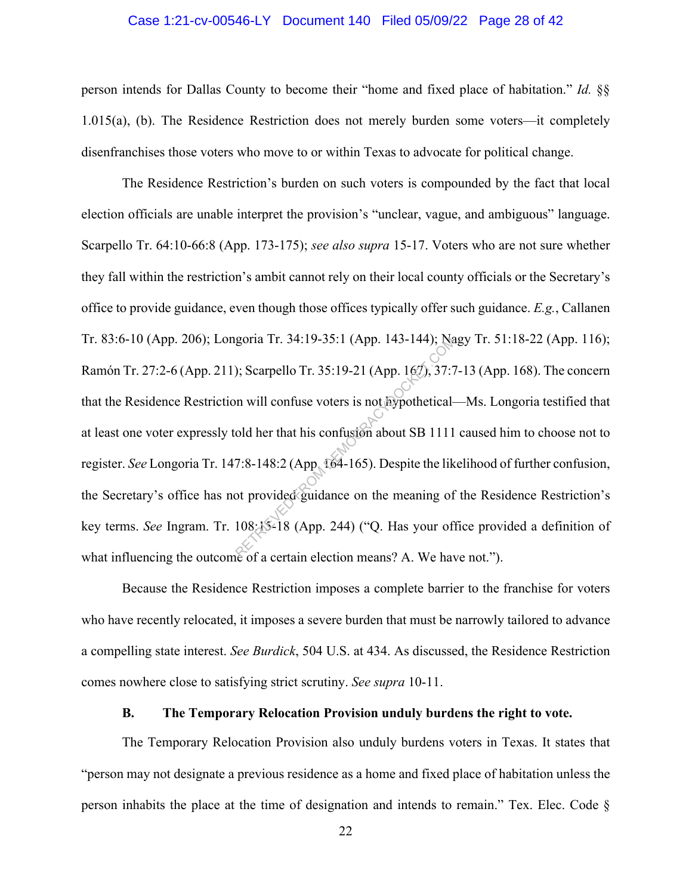person intends for Dallas County to become their "home and fixed place of habitation." *Id.* §§ 1.015(a), (b). The Residence Restriction does not merely burden some voters—it completely disenfranchises those voters who move to or within Texas to advocate for political change.

The Residence Restriction's burden on such voters is compounded by the fact that local election officials are unable interpret the provision's "unclear, vague, and ambiguous" language. Scarpello Tr. 64:10-66:8 (App. 173-175); *see also supra* 15-17. Voters who are not sure whether they fall within the restriction's ambit cannot rely on their local county officials or the Secretary's office to provide guidance, even though those offices typically offer such guidance. *E.g.*, Callanen Tr. 83:6-10 (App. 206); Longoria Tr. 34:19-35:1 (App. 143-144); Nagy Tr. 51:18-22 (App. 116); Ramón Tr. 27:2-6 (App. 211); Scarpello Tr. 35:19-21 (App. 167), 37:7-13 (App. 168). The concern that the Residence Restriction will confuse voters is not hypothetical—Ms. Longoria testified that at least one voter expressly told her that his confusion about SB 1111 caused him to choose not to register. *See* Longoria Tr. 147:8-148:2 (App. 164-165). Despite the likelihood of further confusion, the Secretary's office has not provided guidance on the meaning of the Residence Restriction's key terms. *See* Ingram. Tr. 108:15-18 (App. 244) ("Q. Has your office provided a definition of what influencing the outcome of a certain election means? A. We have not.").

Because the Residence Restriction imposes a complete barrier to the franchise for voters who have recently relocated, it imposes a severe burden that must be narrowly tailored to advance a compelling state interest. *See Burdick*, 504 U.S. at 434. As discussed, the Residence Restriction comes nowhere close to satisfying strict scrutiny. *See supra* 10-11.

### B. The Temporary Relocation Provision unduly burdens the right to vote.

The Temporary Relocation Provision also unduly burdens voters in Texas. It states that "person may not designate a previous residence as a home and fixed place of habitation unless the person inhabits the place at the time of designation and intends to remain." Tex. Elec. Code §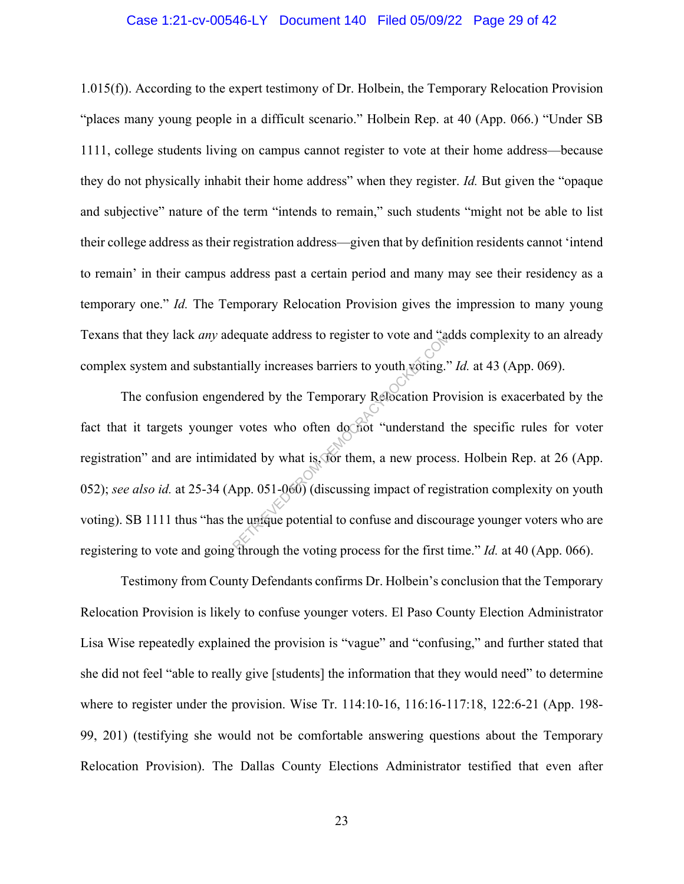1.015(f)). According to the expert testimony of Dr. Holbein, the Temporary Relocation Provision "places many young people in a difficult scenario." Holbein Rep. at 40 (App. 066.) "Under SB 1111, college students living on campus cannot register to vote at their home address—because they do not physically inhabit their home address" when they register. *Id.* But given the "opaque and subjective" nature of the term "intends to remain," such students "might not be able to list their college address as their registration address—given that by definition residents cannot 'intend to remain' in their campus address past a certain period and many may see their residency as a temporary one." *Id.* The Temporary Relocation Provision gives the impression to many young Texans that they lack *any* adequate address to register to vote and "adds complexity to an already complex system and substantially increases barriers to youth voting." *Id.* at 43 (App. 069).

The confusion engendered by the Temporary Relocation Provision is exacerbated by the fact that it targets younger votes who often do not "understand the specific rules for voter registration" and are intimidated by what is, for them, a new process. Holbein Rep. at 26 (App. 052); *see also id.* at 25-34 (App. 051-060) (discussing impact of registration complexity on youth voting). SB 1111 thus "has the unique potential to confuse and discourage younger voters who are registering to vote and going through the voting process for the first time." *Id.* at 40 (App. 066).

Testimony from County Defendants confirms Dr. Holbein's conclusion that the Temporary Relocation Provision is likely to confuse younger voters. El Paso County Election Administrator Lisa Wise repeatedly explained the provision is "vague" and "confusing," and further stated that she did not feel "able to really give [students] the information that they would need" to determine where to register under the provision. Wise Tr. 114:10-16, 116:16-117:18, 122:6-21 (App. 198-99, 201) (testifying she would not be comfortable answering questions about the Temporary Relocation Provision). The Dallas County Elections Administrator testified that even after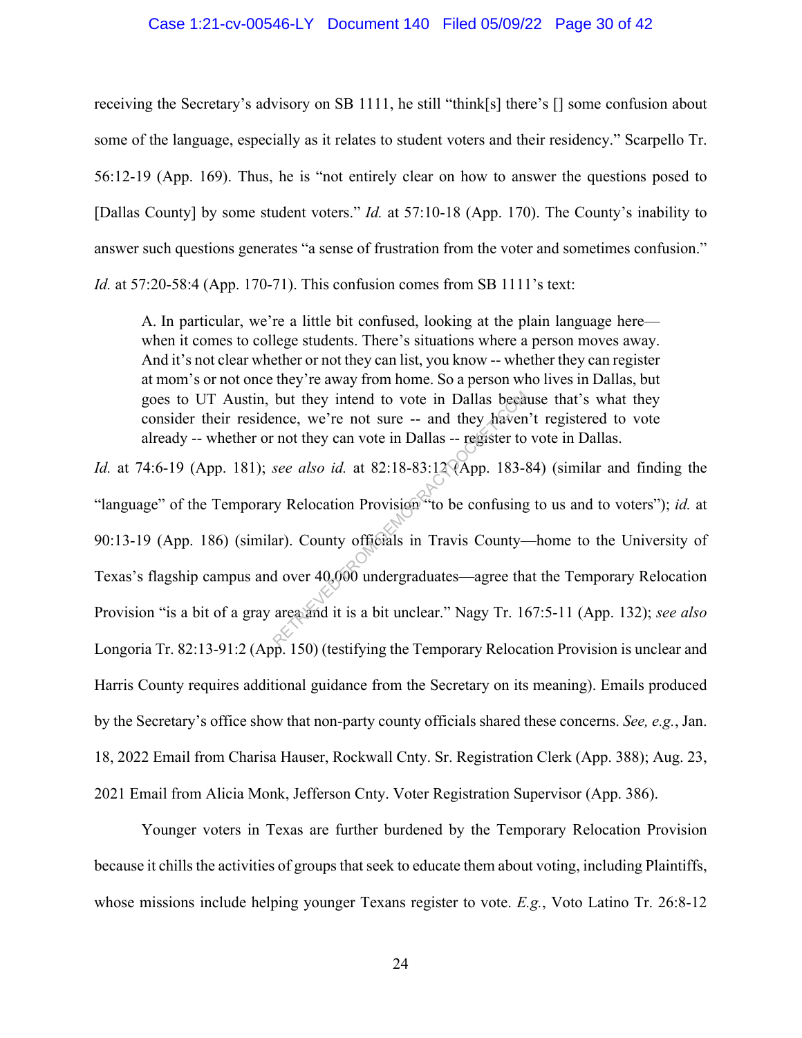receiving the Secretary's advisory on SB 1111, he still "think[s] there's [] some confusion about some of the language, especially as it relates to student voters and their residency." Scarpello Tr. 56:12-19 (App. 169). Thus, he is "not entirely clear on how to answer the questions posed to [Dallas County] by some student voters." *Id.* at 57:10-18 (App. 170). The County's inability to answer such questions generates "a sense of frustration from the voter and sometimes confusion." *Id.* at 57:20-58:4 (App. 170-71). This confusion comes from SB 1111's text:

> A. In particular, we're a little bit confused, looking at the plain language here—when it comes to college students. There's situations where a person moves away. And it's not clear whether or not they can list, you know -- whether they can register at mom's or not once they're away from home. So a person who lives in Dallas, but goes to UT Austin, but they intend to vote in Dallas because that's what they consider their residence, we're not sure -- and they haven't registered to vote already -- whether or not they can vote in Dallas -- register to vote in Dallas.

*Id.* at 74:6-19 (App. 181); *see also id.* at 82:18-83:12 (App. 183-84) (similar and finding the "language" of the Temporary Relocation Provision "to be confusing to us and to voters"); *id.* at 90:13-19 (App. 186) (similar). County officials in Travis County—home to the University of Texas's flagship campus and over 40,000 undergraduates—agree that the Temporary Relocation Provision "is a bit of a gray area and it is a bit unclear." Nagy Tr. 167:5-11 (App. 132); *see also* Longoria Tr. 82:13-91:2 (App. 150) (testifying the Temporary Relocation Provision is unclear and Harris County requires additional guidance from the Secretary on its meaning). Emails produced by the Secretary's office show that non-party county officials shared these concerns. *See, e.g.*, Jan. 18, 2022 Email from Charisa Hauser, Rockwall Cnty. Sr. Registration Clerk (App. 388); Aug. 23, 2021 Email from Alicia Monk, Jefferson Cnty. Voter Registration Supervisor (App. 386).

Younger voters in Texas are further burdened by the Temporary Relocation Provision because it chills the activities of groups that seek to educate them about voting, including Plaintiffs, whose missions include helping younger Texans register to vote. *E.g.*, Voto Latino Tr. 26:8-12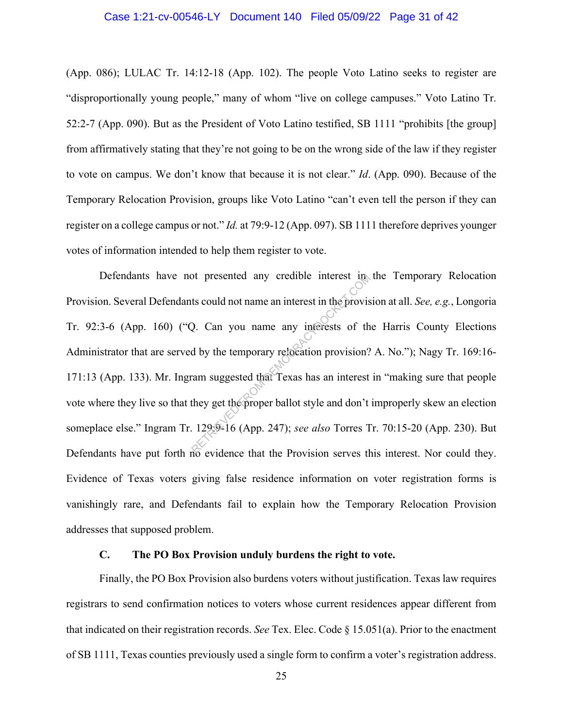(App. 086); LULAC Tr. 14:12-18 (App. 102). The people Voto Latino seeks to register are "disproportionally young people," many of whom "live on college campuses." Voto Latino Tr. 52:2-7 (App. 090). But as the President of Voto Latino testified, SB 1111 "prohibits [the group] from affirmatively stating that they're not going to be on the wrong side of the law if they register to vote on campus. We don't know that because it is not clear." *Id*. (App. 090). Because of the Temporary Relocation Provision, groups like Voto Latino "can't even tell the person if they can register on a college campus or not." *Id.* at 79:9-12 (App. 097). SB 1111 therefore deprives younger votes of information intended to help them register to vote.

Defendants have not presented any credible interest in the Temporary Relocation Provision. Several Defendants could not name an interest in the provision at all. *See, e.g.*, Longoria Tr. 92:3-6 (App. 160) ("Q. Can you name any interests of the Harris County Elections Administrator that are served by the temporary relocation provision? A. No."); Nagy Tr. 169:16-171:13 (App. 133). Mr. Ingram suggested that Texas has an interest in "making sure that people vote where they live so that they get the proper ballot style and don't improperly skew an election someplace else." Ingram Tr. 129:9-16 (App. 247); *see also* Torres Tr. 70:15-20 (App. 230). But Defendants have put forth no evidence that the Provision serves this interest. Nor could they. Evidence of Texas voters giving false residence information on voter registration forms is vanishingly rare, and Defendants fail to explain how the Temporary Relocation Provision addresses that supposed problem.

### C. The PO Box Provision unduly burdens the right to vote.

Finally, the PO Box Provision also burdens voters without justification. Texas law requires registrars to send confirmation notices to voters whose current residences appear different from that indicated on their registration records. *See* Tex. Elec. Code § 15.051(a). Prior to the enactment of SB 1111, Texas counties previously used a single form to confirm a voter's registration address.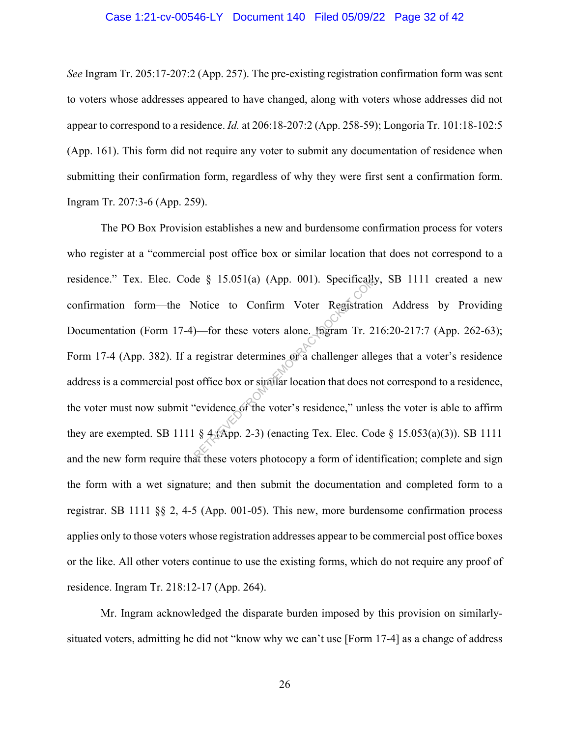*See* Ingram Tr. 205:17-207:2 (App. 257). The pre-existing registration confirmation form was sent to voters whose addresses appeared to have changed, along with voters whose addresses did not appear to correspond to a residence. *Id.* at 206:18-207:2 (App. 258-59); Longoria Tr. 101:18-102:5 (App. 161). This form did not require any voter to submit any documentation of residence when submitting their confirmation form, regardless of why they were first sent a confirmation form. Ingram Tr. 207:3-6 (App. 259).

The PO Box Provision establishes a new and burdensome confirmation process for voters who register at a "commercial post office box or similar location that does not correspond to a residence." Tex. Elec. Code § 15.051(a) (App. 001). Specifically, SB 1111 created a new confirmation form—the Notice to Confirm Voter Registration Address by Providing Documentation (Form 17-4)—for these voters alone. Ingram Tr. 216:20-217:7 (App. 262-63); Form 17-4 (App. 382). If a registrar determines or a challenger alleges that a voter's residence address is a commercial post office box or similar location that does not correspond to a residence, the voter must now submit "evidence of the voter's residence," unless the voter is able to affirm they are exempted. SB 1111 § 4 (App. 2-3) (enacting Tex. Elec. Code § 15.053(a)(3)). SB 1111 and the new form require that these voters photocopy a form of identification; complete and sign the form with a wet signature; and then submit the documentation and completed form to a registrar. SB 1111 §§ 2, 4-5 (App. 001-05). This new, more burdensome confirmation process applies only to those voters whose registration addresses appear to be commercial post office boxes or the like. All other voters continue to use the existing forms, which do not require any proof of residence. Ingram Tr. 218:12-17 (App. 264).

Mr. Ingram acknowledged the disparate burden imposed by this provision on similarly-situated voters, admitting he did not "know why we can't use [Form 17-4] as a change of address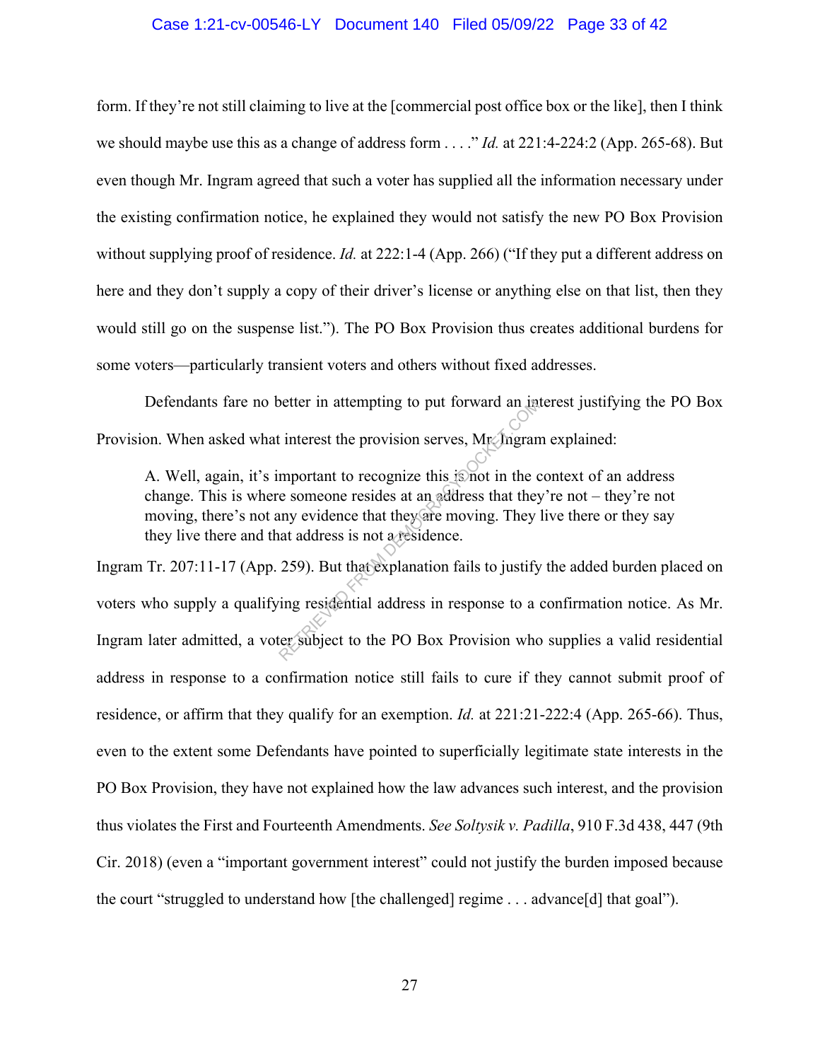form. If they're not still claiming to live at the [commercial post office box or the like], then I think we should maybe use this as a change of address form . . . ." *Id.* at 221:4-224:2 (App. 265-68). But even though Mr. Ingram agreed that such a voter has supplied all the information necessary under the existing confirmation notice, he explained they would not satisfy the new PO Box Provision without supplying proof of residence. *Id.* at 222:1-4 (App. 266) ("If they put a different address on here and they don't supply a copy of their driver's license or anything else on that list, then they would still go on the suspense list."). The PO Box Provision thus creates additional burdens for some voters—particularly transient voters and others without fixed addresses.

Defendants fare no better in attempting to put forward an interest justifying the PO Box Provision. When asked what interest the provision serves, Mr. Ingram explained:

> A. Well, again, it's important to recognize this is not in the context of an address change. This is where someone resides at an address that they're not – they're not moving, there's not any evidence that they are moving. They live there or they say they live there and that address is not a residence.

Ingram Tr. 207:11-17 (App. 259). But that explanation fails to justify the added burden placed on voters who supply a qualifying residential address in response to a confirmation notice. As Mr. Ingram later admitted, a voter subject to the PO Box Provision who supplies a valid residential address in response to a confirmation notice still fails to cure if they cannot submit proof of residence, or affirm that they qualify for an exemption. *Id.* at 221:21-222:4 (App. 265-66). Thus, even to the extent some Defendants have pointed to superficially legitimate state interests in the PO Box Provision, they have not explained how the law advances such interest, and the provision thus violates the First and Fourteenth Amendments. *See Soltysik v. Padilla*, 910 F.3d 438, 447 (9th Cir. 2018) (even a "important government interest" could not justify the burden imposed because the court "struggled to understand how [the challenged] regime . . . advance[d] that goal").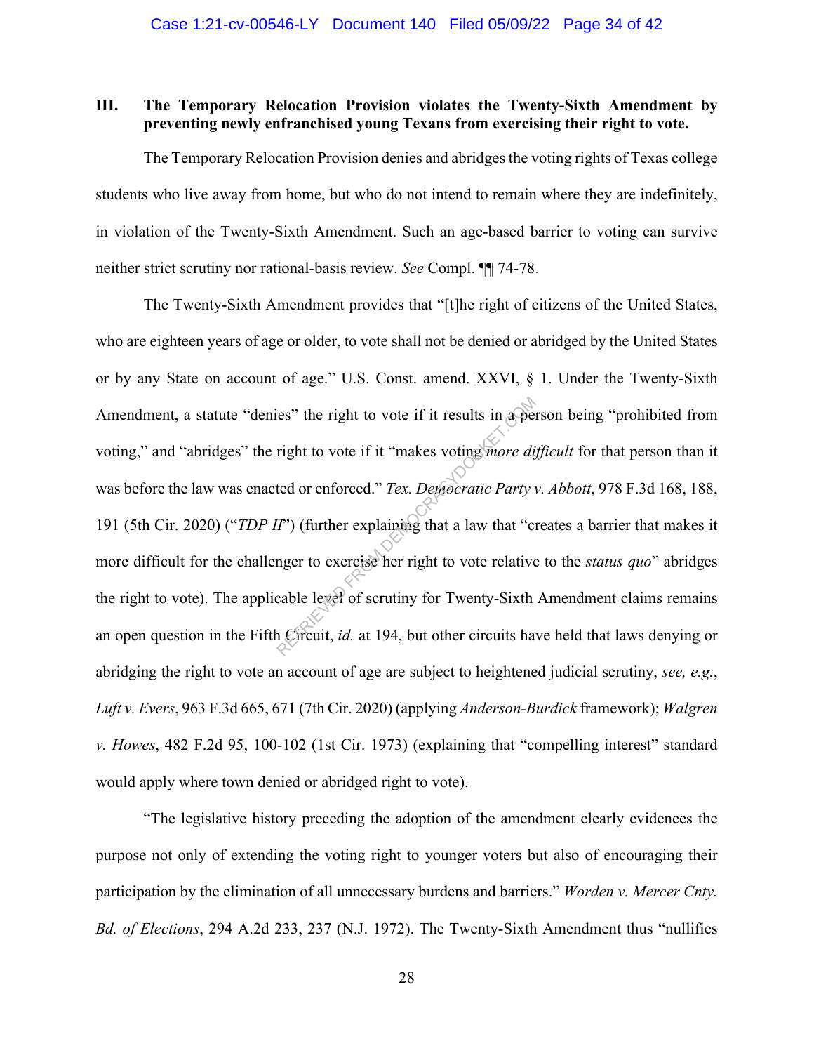### III. The Temporary Relocation Provision violates the Twenty-Sixth Amendment by preventing newly enfranchised young Texans from exercising their right to vote.

The Temporary Relocation Provision denies and abridges the voting rights of Texas college students who live away from home, but who do not intend to remain where they are indefinitely, in violation of the Twenty-Sixth Amendment. Such an age-based barrier to voting can survive neither strict scrutiny nor rational-basis review. *See* Compl. ¶¶ 74-78.

The Twenty-Sixth Amendment provides that "[t]he right of citizens of the United States, who are eighteen years of age or older, to vote shall not be denied or abridged by the United States or by any State on account of age." U.S. Const. amend. XXVI, § 1. Under the Twenty-Sixth Amendment, a statute "denies" the right to vote if it results in a person being "prohibited from voting," and "abridges" the right to vote if it "makes voting *more difficult* for that person than it was before the law was enacted or enforced." *Tex. Democratic Party v. Abbott*, 978 F.3d 168, 188, 191 (5th Cir. 2020) ("*TDP II*") (further explaining that a law that "creates a barrier that makes it more difficult for the challenger to exercise her right to vote relative to the *status quo*" abridges the right to vote). The applicable level of scrutiny for Twenty-Sixth Amendment claims remains an open question in the Fifth Circuit, *id.* at 194, but other circuits have held that laws denying or abridging the right to vote an account of age are subject to heightened judicial scrutiny, *see, e.g.*, *Luft v. Evers*, 963 F.3d 665, 671 (7th Cir. 2020) (applying *Anderson-Burdick* framework); *Walgren v. Howes*, 482 F.2d 95, 100-102 (1st Cir. 1973) (explaining that "compelling interest" standard would apply where town denied or abridged right to vote).

"The legislative history preceding the adoption of the amendment clearly evidences the purpose not only of extending the voting right to younger voters but also of encouraging their participation by the elimination of all unnecessary burdens and barriers." *Worden v. Mercer Cnty. Bd. of Elections*, 294 A.2d 233, 237 (N.J. 1972). The Twenty-Sixth Amendment thus "nullifies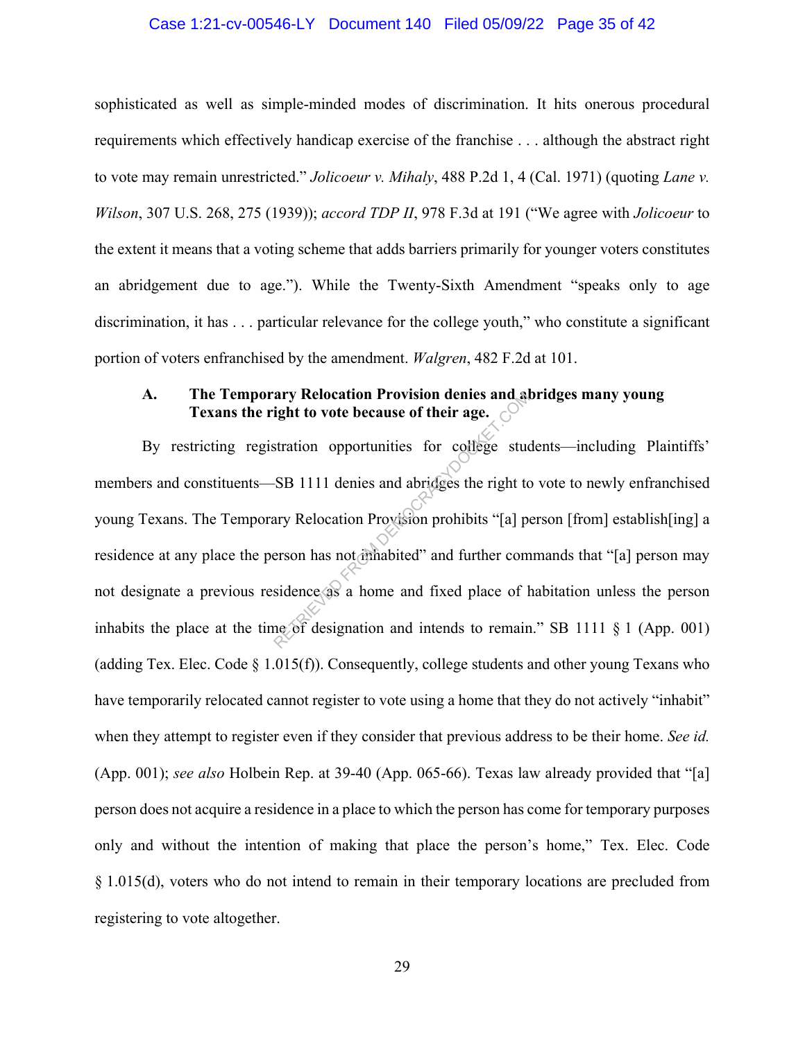sophisticated as well as simple-minded modes of discrimination. It hits onerous procedural requirements which effectively handicap exercise of the franchise . . . although the abstract right to vote may remain unrestricted." *Jolicoeur v. Mihaly*, 488 P.2d 1, 4 (Cal. 1971) (quoting *Lane v. Wilson*, 307 U.S. 268, 275 (1939)); *accord TDP II*, 978 F.3d at 191 ("We agree with *Jolicoeur* to the extent it means that a voting scheme that adds barriers primarily for younger voters constitutes an abridgement due to age."). While the Twenty-Sixth Amendment "speaks only to age discrimination, it has . . . particular relevance for the college youth," who constitute a significant portion of voters enfranchised by the amendment. *Walgren*, 482 F.2d at 101.

### A. The Temporary Relocation Provision denies and abridges many young Texans the right to vote because of their age.

By restricting registration opportunities for college students—including Plaintiffs' members and constituents—SB 1111 denies and abridges the right to vote to newly enfranchised young Texans. The Temporary Relocation Provision prohibits "[a] person [from] establish[ing] a residence at any place the person has not inhabited" and further commands that "[a] person may not designate a previous residence as a home and fixed place of habitation unless the person inhabits the place at the time of designation and intends to remain." SB 1111 § 1 (App. 001) (adding Tex. Elec. Code § 1.015(f)). Consequently, college students and other young Texans who have temporarily relocated cannot register to vote using a home that they do not actively "inhabit" when they attempt to register even if they consider that previous address to be their home. *See id.* (App. 001); *see also* Holbein Rep. at 39-40 (App. 065-66). Texas law already provided that "[a] person does not acquire a residence in a place to which the person has come for temporary purposes only and without the intention of making that place the person's home," Tex. Elec. Code § 1.015(d), voters who do not intend to remain in their temporary locations are precluded from registering to vote altogether.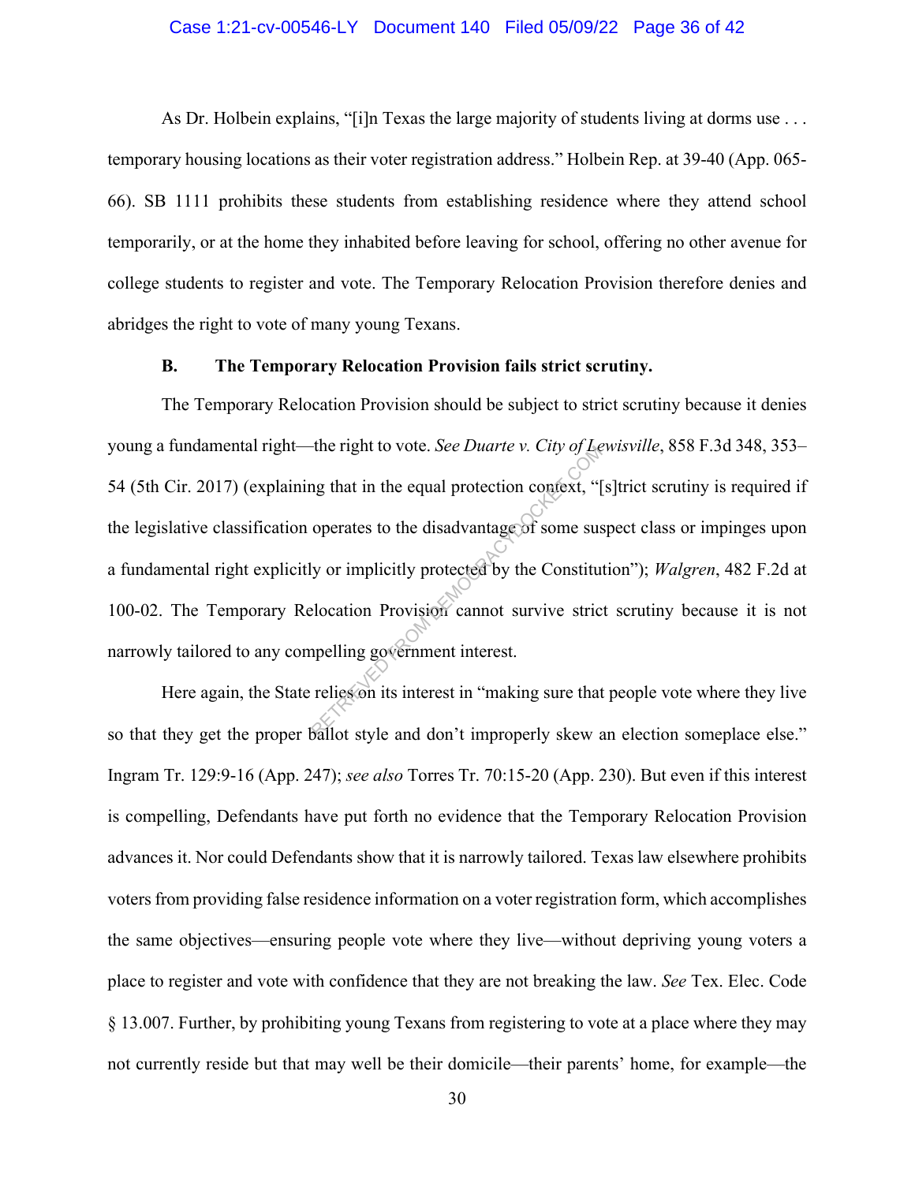As Dr. Holbein explains, "[i]n Texas the large majority of students living at dorms use . . . temporary housing locations as their voter registration address." Holbein Rep. at 39-40 (App. 065-66). SB 1111 prohibits these students from establishing residence where they attend school temporarily, or at the home they inhabited before leaving for school, offering no other avenue for college students to register and vote. The Temporary Relocation Provision therefore denies and abridges the right to vote of many young Texans.

### B. The Temporary Relocation Provision fails strict scrutiny.

The Temporary Relocation Provision should be subject to strict scrutiny because it denies young a fundamental right—the right to vote. *See Duarte v. City of Lewisville*, 858 F.3d 348, 353–54 (5th Cir. 2017) (explaining that in the equal protection context, "[s]trict scrutiny is required if the legislative classification operates to the disadvantage of some suspect class or impinges upon a fundamental right explicitly or implicitly protected by the Constitution"); *Walgren*, 482 F.2d at 100-02. The Temporary Relocation Provision cannot survive strict scrutiny because it is not narrowly tailored to any compelling government interest.

Here again, the State relies on its interest in "making sure that people vote where they live so that they get the proper ballot style and don't improperly skew an election someplace else." Ingram Tr. 129:9-16 (App. 247); *see also* Torres Tr. 70:15-20 (App. 230). But even if this interest is compelling, Defendants have put forth no evidence that the Temporary Relocation Provision advances it. Nor could Defendants show that it is narrowly tailored. Texas law elsewhere prohibits voters from providing false residence information on a voter registration form, which accomplishes the same objectives—ensuring people vote where they live—without depriving young voters a place to register and vote with confidence that they are not breaking the law. *See* Tex. Elec. Code § 13.007. Further, by prohibiting young Texans from registering to vote at a place where they may not currently reside but that may well be their domicile—their parents' home, for example—the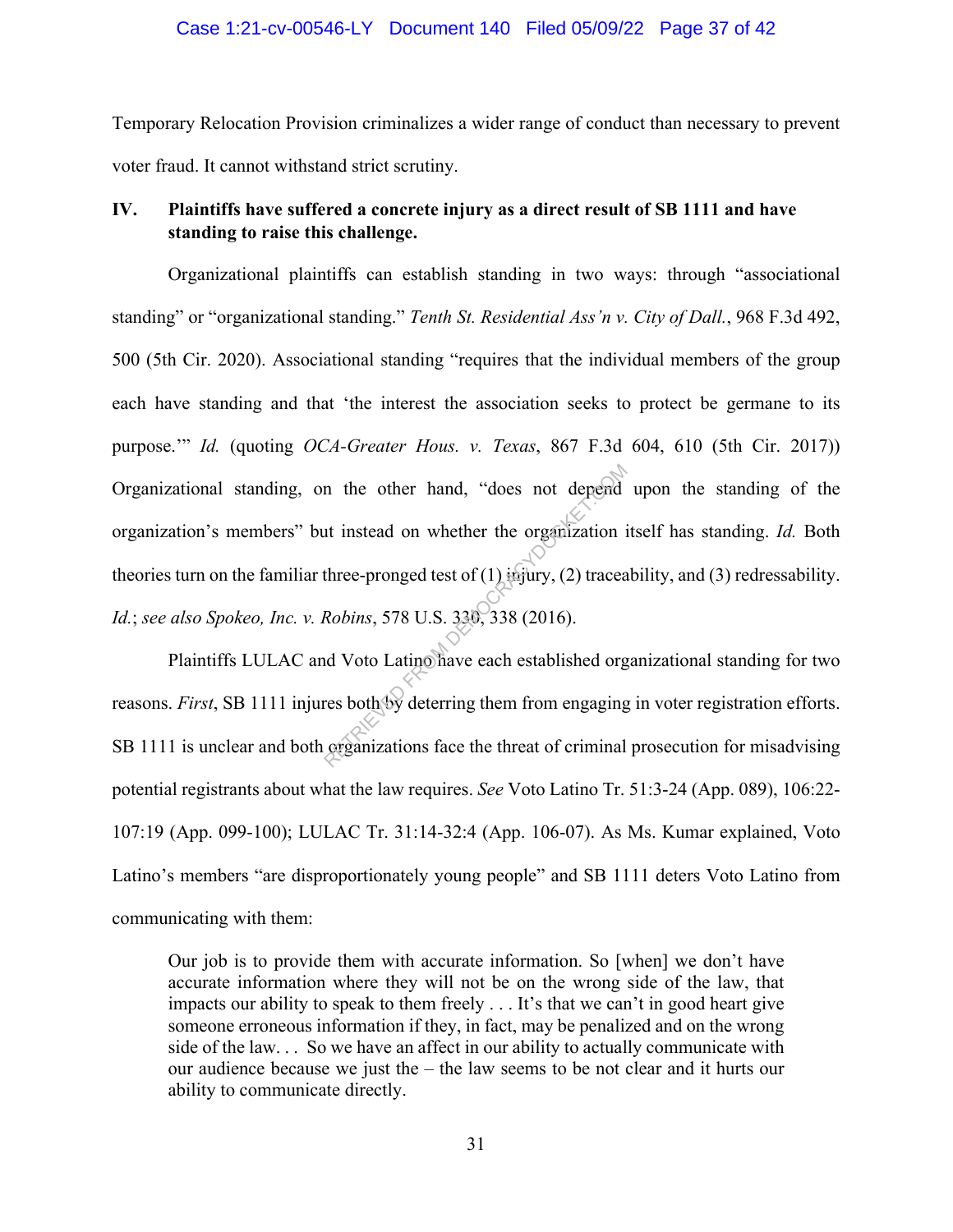Temporary Relocation Provision criminalizes a wider range of conduct than necessary to prevent voter fraud. It cannot withstand strict scrutiny.

## IV. Plaintiffs have suffered a concrete injury as a direct result of SB 1111 and have standing to raise this challenge.

Organizational plaintiffs can establish standing in two ways: through "associational standing" or "organizational standing." *Tenth St. Residential Ass'n v. City of Dall.*, 968 F.3d 492, 500 (5th Cir. 2020). Associational standing "requires that the individual members of the group each have standing and that 'the interest the association seeks to protect be germane to its purpose.'" *Id.* (quoting *OCA-Greater Hous. v. Texas*, 867 F.3d 604, 610 (5th Cir. 2017)) Organizational standing, on the other hand, "does not depend upon the standing of the organization's members" but instead on whether the organization itself has standing. *Id.* Both theories turn on the familiar three-pronged test of (1) injury, (2) traceability, and (3) redressability. *Id.*; *see also Spokeo, Inc. v. Robins*, 578 U.S. 330, 338 (2016).

Plaintiffs LULAC and Voto Latino have each established organizational standing for two reasons. *First*, SB 1111 injures both by deterring them from engaging in voter registration efforts. SB 1111 is unclear and both organizations face the threat of criminal prosecution for misadvising potential registrants about what the law requires. *See* Voto Latino Tr. 51:3-24 (App. 089), 106:22-107:19 (App. 099-100); LULAC Tr. 31:14-32:4 (App. 106-07). As Ms. Kumar explained, Voto Latino's members "are disproportionately young people" and SB 1111 deters Voto Latino from communicating with them:

> Our job is to provide them with accurate information. So [when] we don't have accurate information where they will not be on the wrong side of the law, that impacts our ability to speak to them freely . . . It's that we can't in good heart give someone erroneous information if they, in fact, may be penalized and on the wrong side of the law. . . So we have an affect in our ability to actually communicate with our audience because we just the – the law seems to be not clear and it hurts our ability to communicate directly.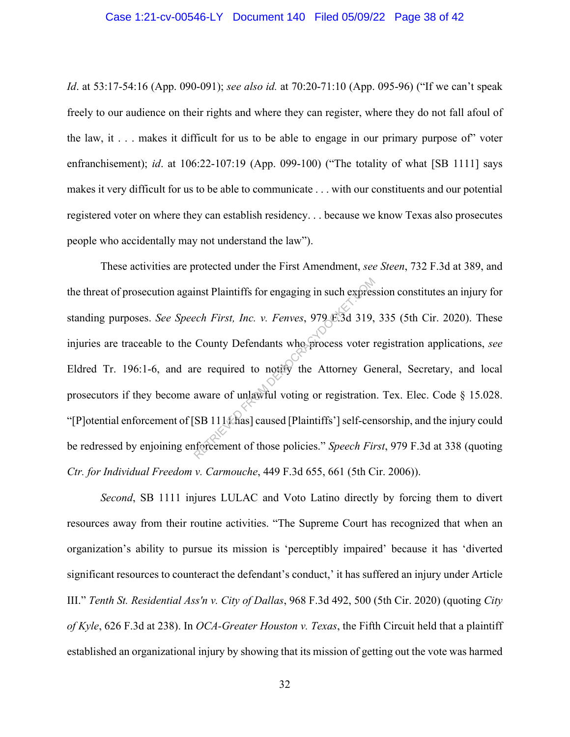*Id*. at 53:17-54:16 (App. 090-091); *see also id.* at 70:20-71:10 (App. 095-96) ("If we can't speak freely to our audience on their rights and where they can register, where they do not fall afoul of the law, it . . . makes it difficult for us to be able to engage in our primary purpose of" voter enfranchisement); *id*. at 106:22-107:19 (App. 099-100) ("The totality of what [SB 1111] says makes it very difficult for us to be able to communicate . . . with our constituents and our potential registered voter on where they can establish residency. . . because we know Texas also prosecutes people who accidentally may not understand the law").

These activities are protected under the First Amendment, *see Steen*, 732 F.3d at 389, and the threat of prosecution against Plaintiffs for engaging in such expression constitutes an injury for standing purposes. *See Speech First, Inc. v. Fenves*, 979 F.3d 319, 335 (5th Cir. 2020). These injuries are traceable to the County Defendants who process voter registration applications, *see* Eldred Tr. 196:1-6, and are required to notify the Attorney General, Secretary, and local prosecutors if they become aware of unlawful voting or registration. Tex. Elec. Code § 15.028. "[P]otential enforcement of [SB 1111 has] caused [Plaintiffs'] self-censorship, and the injury could be redressed by enjoining enforcement of those policies." *Speech First*, 979 F.3d at 338 (quoting *Ctr. for Individual Freedom v. Carmouche*, 449 F.3d 655, 661 (5th Cir. 2006)).

*Second*, SB 1111 injures LULAC and Voto Latino directly by forcing them to divert resources away from their routine activities. "The Supreme Court has recognized that when an organization's ability to pursue its mission is 'perceptibly impaired' because it has 'diverted significant resources to counteract the defendant's conduct,' it has suffered an injury under Article III." *Tenth St. Residential Ass'n v. City of Dallas*, 968 F.3d 492, 500 (5th Cir. 2020) (quoting *City of Kyle*, 626 F.3d at 238). In *OCA-Greater Houston v. Texas*, the Fifth Circuit held that a plaintiff established an organizational injury by showing that its mission of getting out the vote was harmed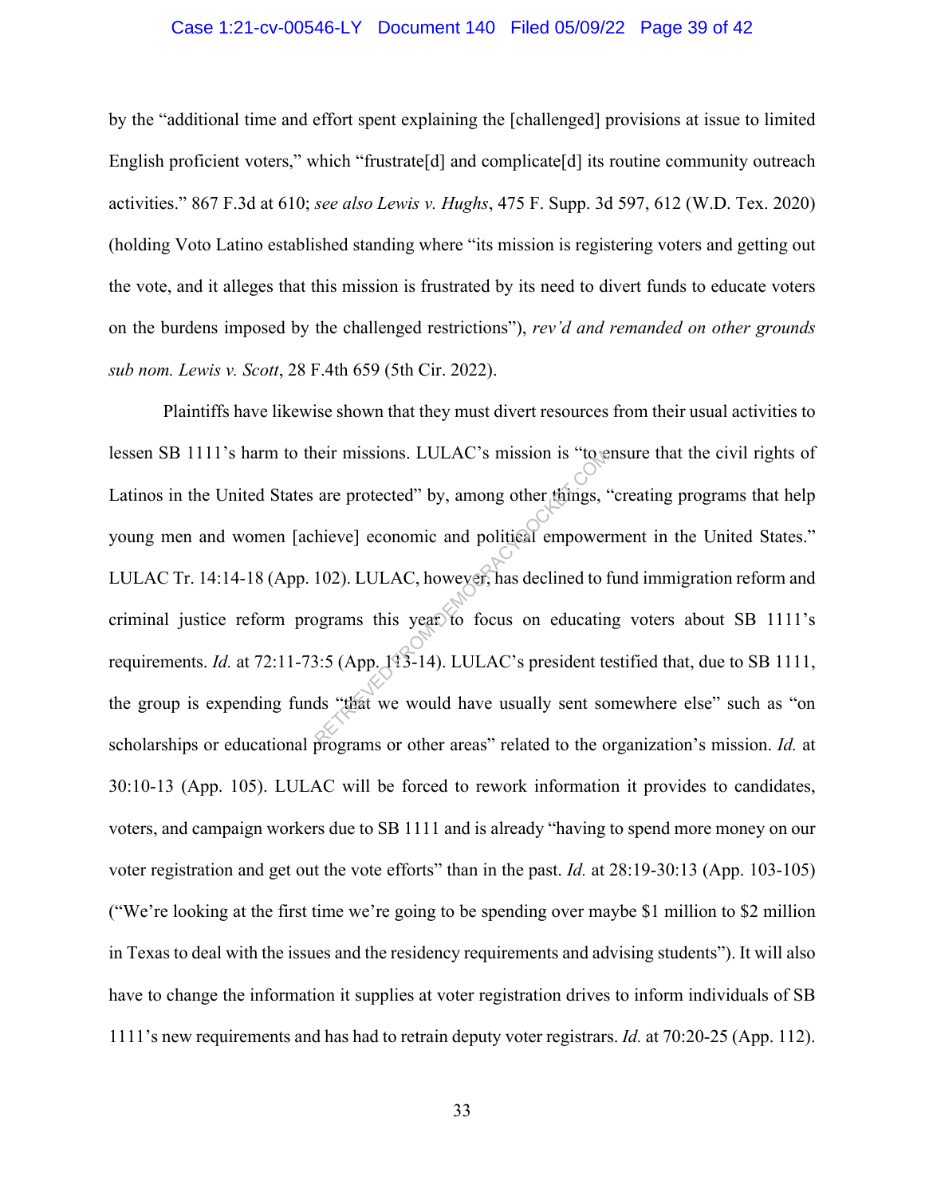by the "additional time and effort spent explaining the [challenged] provisions at issue to limited English proficient voters," which "frustrate[d] and complicate[d] its routine community outreach activities." 867 F.3d at 610; *see also Lewis v. Hughs*, 475 F. Supp. 3d 597, 612 (W.D. Tex. 2020) (holding Voto Latino established standing where "its mission is registering voters and getting out the vote, and it alleges that this mission is frustrated by its need to divert funds to educate voters on the burdens imposed by the challenged restrictions"), *rev'd and remanded on other grounds sub nom. Lewis v. Scott*, 28 F.4th 659 (5th Cir. 2022).

Plaintiffs have likewise shown that they must divert resources from their usual activities to lessen SB 1111's harm to their missions. LULAC's mission is "to ensure that the civil rights of Latinos in the United States are protected" by, among other things, "creating programs that help young men and women [achieve] economic and political empowerment in the United States." LULAC Tr. 14:14-18 (App. 102). LULAC, however, has declined to fund immigration reform and criminal justice reform programs this year to focus on educating voters about SB 1111's requirements. *Id.* at 72:11-73:5 (App. 113-14). LULAC's president testified that, due to SB 1111, the group is expending funds "that we would have usually sent somewhere else" such as "on scholarships or educational programs or other areas" related to the organization's mission. *Id.* at 30:10-13 (App. 105). LULAC will be forced to rework information it provides to candidates, voters, and campaign workers due to SB 1111 and is already "having to spend more money on our voter registration and get out the vote efforts" than in the past. *Id.* at 28:19-30:13 (App. 103-105) ("We're looking at the first time we're going to be spending over maybe $1 million to $2 million in Texas to deal with the issues and the residency requirements and advising students"). It will also have to change the information it supplies at voter registration drives to inform individuals of SB 1111's new requirements and has had to retrain deputy voter registrars. *Id.* at 70:20-25 (App. 112).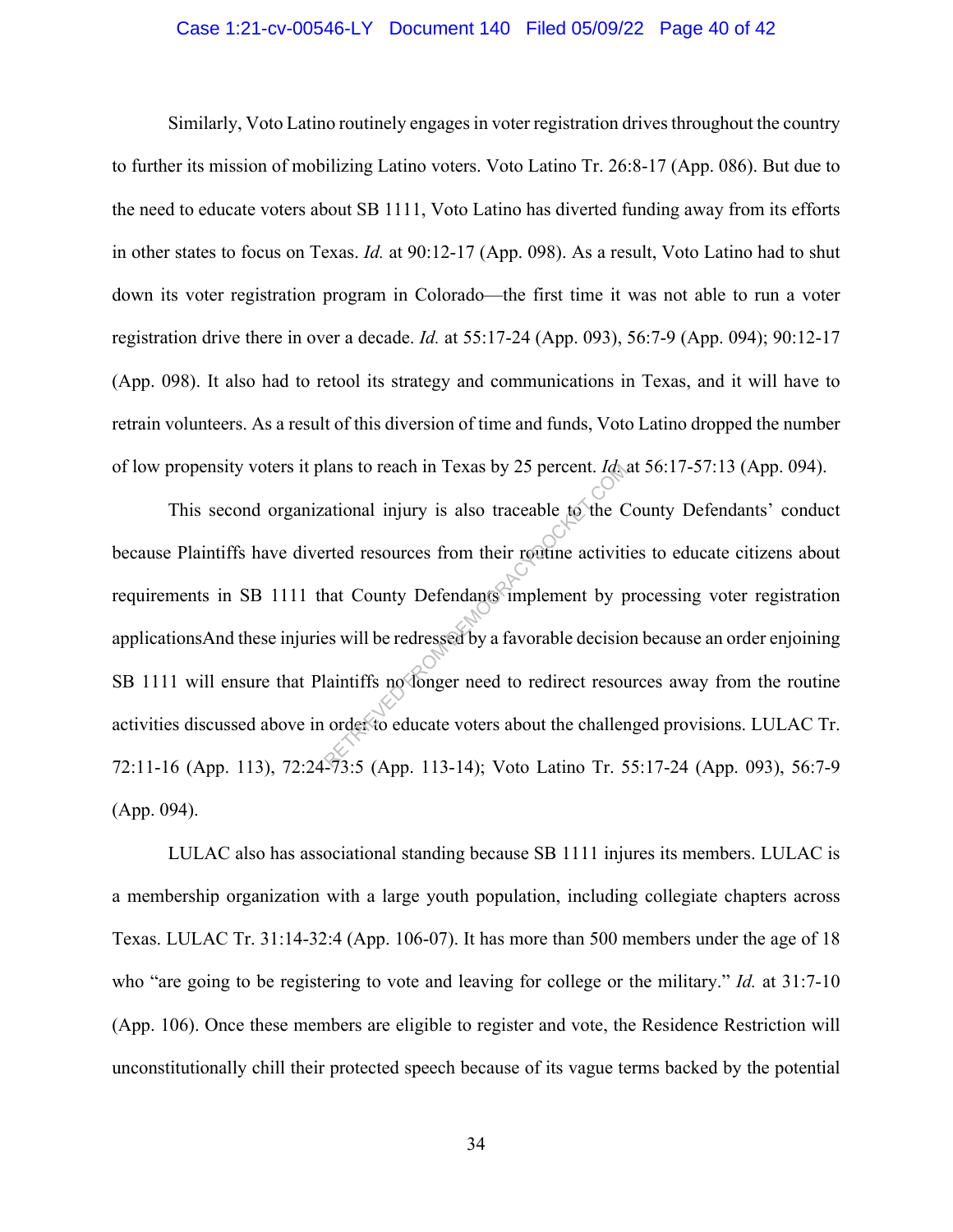Similarly, Voto Latino routinely engages in voter registration drives throughout the country to further its mission of mobilizing Latino voters. Voto Latino Tr. 26:8-17 (App. 086). But due to the need to educate voters about SB 1111, Voto Latino has diverted funding away from its efforts in other states to focus on Texas. *Id.* at 90:12-17 (App. 098). As a result, Voto Latino had to shut down its voter registration program in Colorado—the first time it was not able to run a voter registration drive there in over a decade. *Id.* at 55:17-24 (App. 093), 56:7-9 (App. 094); 90:12-17 (App. 098). It also had to retool its strategy and communications in Texas, and it will have to retrain volunteers. As a result of this diversion of time and funds, Voto Latino dropped the number of low propensity voters it plans to reach in Texas by 25 percent. *Id.* at 56:17-57:13 (App. 094).

This second organizational injury is also traceable to the County Defendants' conduct because Plaintiffs have diverted resources from their routine activities to educate citizens about requirements in SB 1111 that County Defendants implement by processing voter registration applicationsAnd these injuries will be redressed by a favorable decision because an order enjoining SB 1111 will ensure that Plaintiffs no longer need to redirect resources away from the routine activities discussed above in order to educate voters about the challenged provisions. LULAC Tr. 72:11-16 (App. 113), 72:24-73:5 (App. 113-14); Voto Latino Tr. 55:17-24 (App. 093), 56:7-9 (App. 094).

LULAC also has associational standing because SB 1111 injures its members. LULAC is a membership organization with a large youth population, including collegiate chapters across Texas. LULAC Tr. 31:14-32:4 (App. 106-07). It has more than 500 members under the age of 18 who "are going to be registering to vote and leaving for college or the military." *Id.* at 31:7-10 (App. 106). Once these members are eligible to register and vote, the Residence Restriction will unconstitutionally chill their protected speech because of its vague terms backed by the potential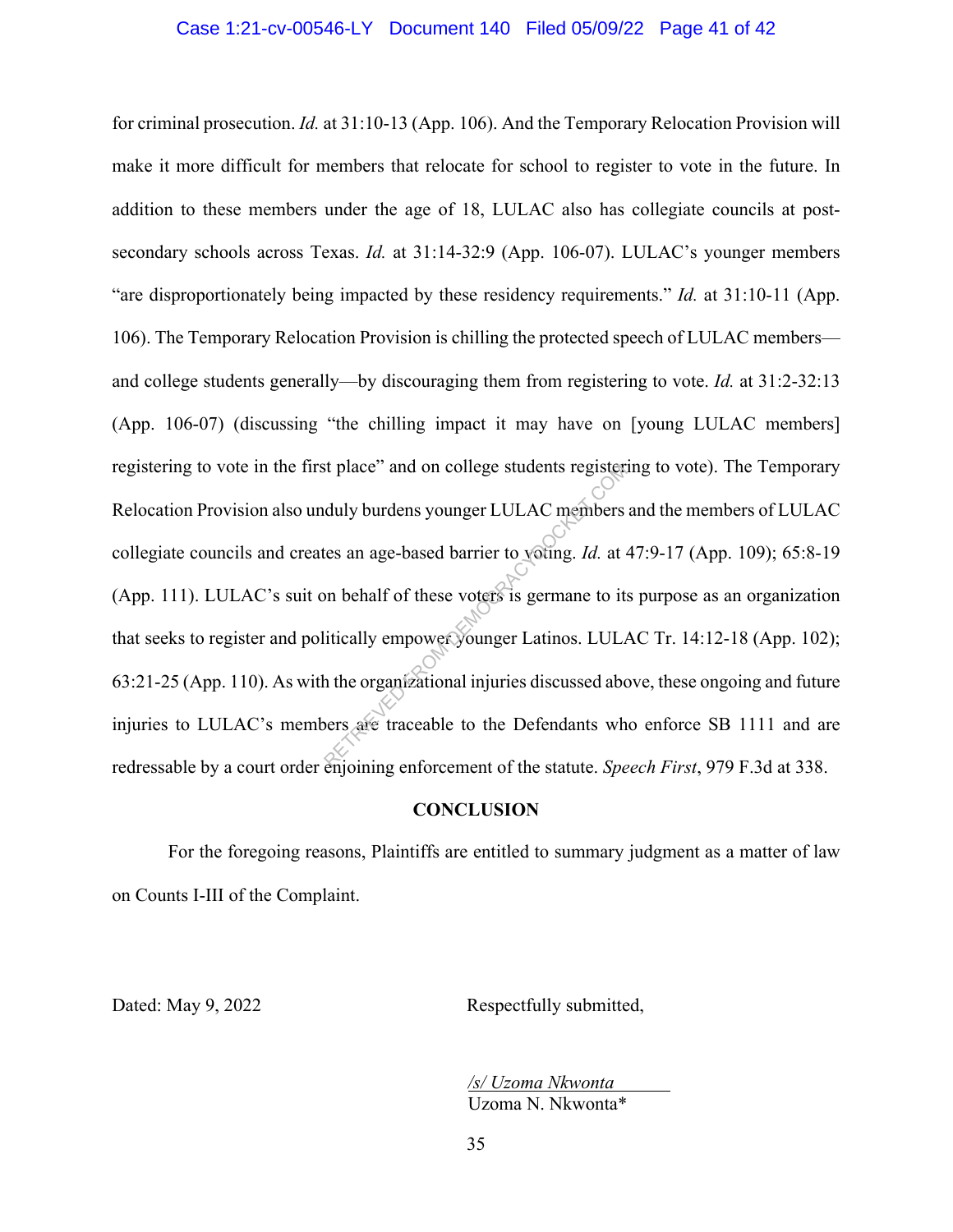for criminal prosecution. *Id.* at 31:10-13 (App. 106). And the Temporary Relocation Provision will make it more difficult for members that relocate for school to register to vote in the future. In addition to these members under the age of 18, LULAC also has collegiate councils at post-secondary schools across Texas. *Id.* at 31:14-32:9 (App. 106-07). LULAC's younger members "are disproportionately being impacted by these residency requirements." *Id.* at 31:10-11 (App. 106). The Temporary Relocation Provision is chilling the protected speech of LULAC members—and college students generally—by discouraging them from registering to vote. *Id.* at 31:2-32:13 (App. 106-07) (discussing "the chilling impact it may have on [young LULAC members] registering to vote in the first place" and on college students registering to vote). The Temporary Relocation Provision also unduly burdens younger LULAC members and the members of LULAC collegiate councils and creates an age-based barrier to voting. *Id.* at 47:9-17 (App. 109); 65:8-19 (App. 111). LULAC's suit on behalf of these voters is germane to its purpose as an organization that seeks to register and politically empower younger Latinos. LULAC Tr. 14:12-18 (App. 102); 63:21-25 (App. 110). As with the organizational injuries discussed above, these ongoing and future injuries to LULAC's members are traceable to the Defendants who enforce SB 1111 and are redressable by a court order enjoining enforcement of the statute. *Speech First*, 979 F.3d at 338.

## CONCLUSION

For the foregoing reasons, Plaintiffs are entitled to summary judgment as a matter of law on Counts I-III of the Complaint.

Dated: May 9, 2022

Respectfully submitted,

*/s/ Uzoma Nkwonta*
Uzoma N. Nkwonta*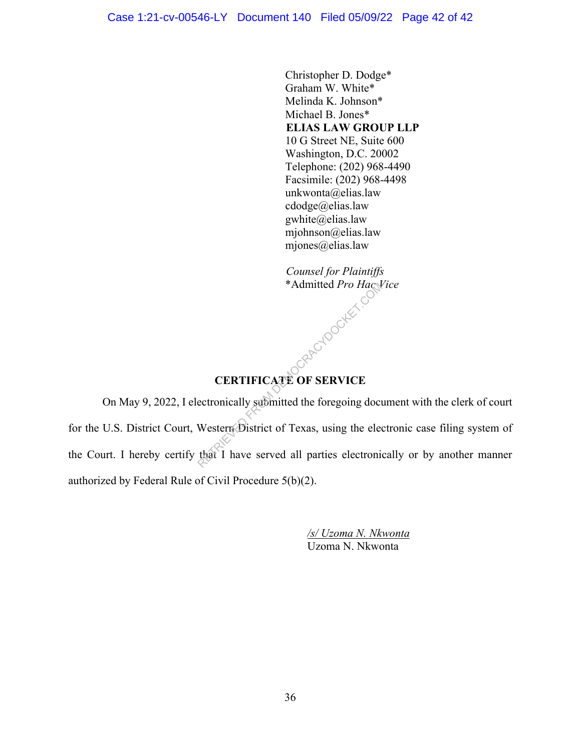Christopher D. Dodge*
Graham W. White*
Melinda K. Johnson*
Michael B. Jones*
**ELIAS LAW GROUP LLP**
10 G Street NE, Suite 600
Washington, D.C. 20002
Telephone: (202) 968-4490
Facsimile: (202) 968-4498
unkwonta@elias.law
cdodge@elias.law
gwhite@elias.law
mjohnson@elias.law
mjones@elias.law

*Counsel for Plaintiffs*
*Admitted *Pro Hac Vice*

**CERTIFICATE OF SERVICE**

On May 9, 2022, I electronically submitted the foregoing document with the clerk of court for the U.S. District Court, Western District of Texas, using the electronic case filing system of the Court. I hereby certify that I have served all parties electronically or by another manner authorized by Federal Rule of Civil Procedure 5(b)(2).

*/s/ Uzoma N. Nkwonta*
Uzoma N. Nkwonta